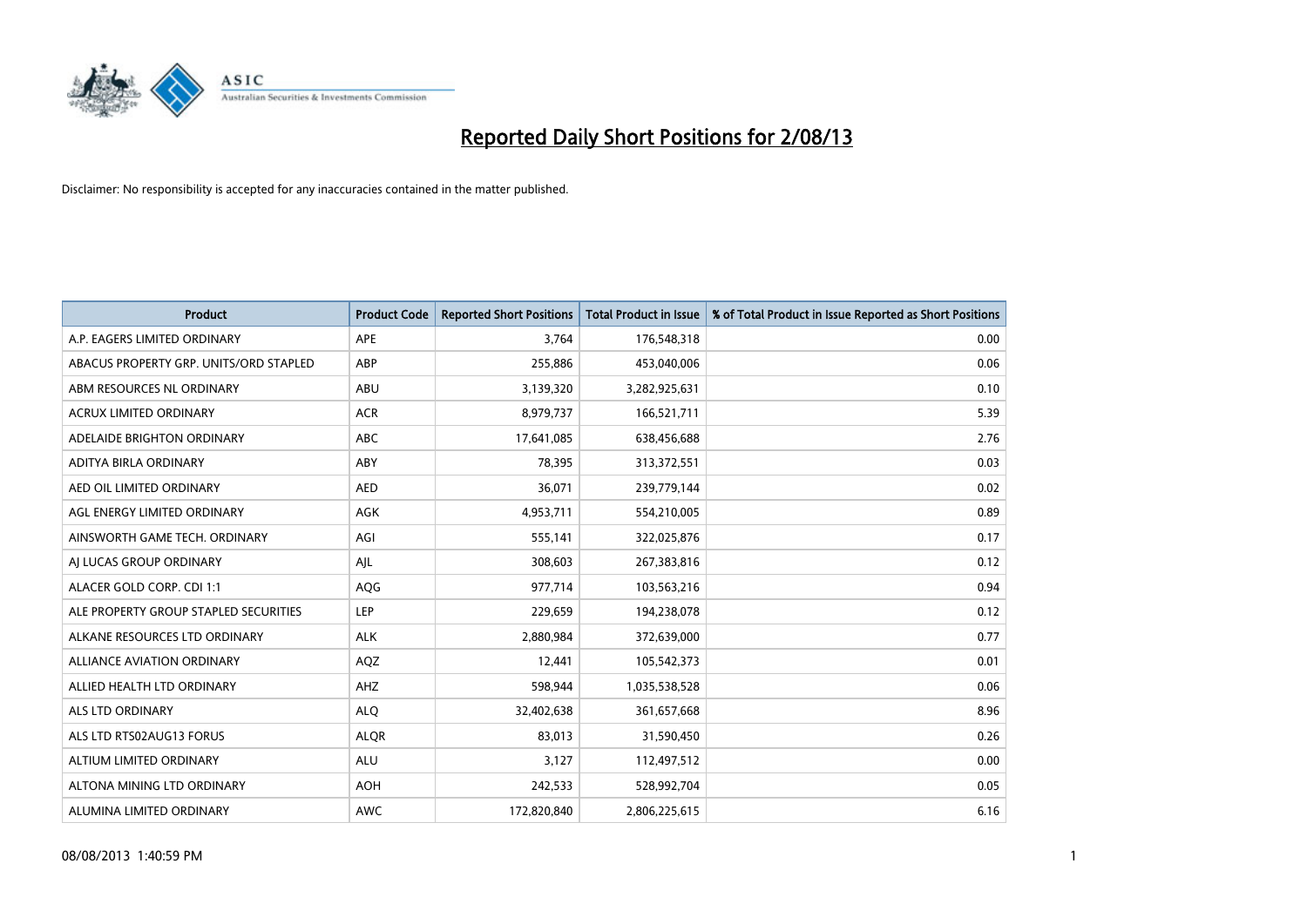# Reported Daily Short Positions for 2/08/13

Disclaimer: No responsibility is accepted for any inaccuracies contained in the matter published.

| Product | Product Code | Reported Short Positions | Total Product in Issue | % of Total Product in Issue Reported as Short Positions |
|---|---|---|---|---|
| A.P. EAGERS LIMITED ORDINARY | APE | 3,764 | 176,548,318 | 0.00 |
| ABACUS PROPERTY GRP. UNITS/ORD STAPLED | ABP | 255,886 | 453,040,006 | 0.06 |
| ABM RESOURCES NL ORDINARY | ABU | 3,139,320 | 3,282,925,631 | 0.10 |
| ACRUX LIMITED ORDINARY | ACR | 8,979,737 | 166,521,711 | 5.39 |
| ADELAIDE BRIGHTON ORDINARY | ABC | 17,641,085 | 638,456,688 | 2.76 |
| ADITYA BIRLA ORDINARY | ABY | 78,395 | 313,372,551 | 0.03 |
| AED OIL LIMITED ORDINARY | AED | 36,071 | 239,779,144 | 0.02 |
| AGL ENERGY LIMITED ORDINARY | AGK | 4,953,711 | 554,210,005 | 0.89 |
| AINSWORTH GAME TECH. ORDINARY | AGI | 555,141 | 322,025,876 | 0.17 |
| AJ LUCAS GROUP ORDINARY | AJL | 308,603 | 267,383,816 | 0.12 |
| ALACER GOLD CORP. CDI 1:1 | AQG | 977,714 | 103,563,216 | 0.94 |
| ALE PROPERTY GROUP STAPLED SECURITIES | LEP | 229,659 | 194,238,078 | 0.12 |
| ALKANE RESOURCES LTD ORDINARY | ALK | 2,880,984 | 372,639,000 | 0.77 |
| ALLIANCE AVIATION ORDINARY | AQZ | 12,441 | 105,542,373 | 0.01 |
| ALLIED HEALTH LTD ORDINARY | AHZ | 598,944 | 1,035,538,528 | 0.06 |
| ALS LTD ORDINARY | ALQ | 32,402,638 | 361,657,668 | 8.96 |
| ALS LTD RTS02AUG13 FORUS | ALQR | 83,013 | 31,590,450 | 0.26 |
| ALTIUM LIMITED ORDINARY | ALU | 3,127 | 112,497,512 | 0.00 |
| ALTONA MINING LTD ORDINARY | AOH | 242,533 | 528,992,704 | 0.05 |
| ALUMINA LIMITED ORDINARY | AWC | 172,820,840 | 2,806,225,615 | 6.16 |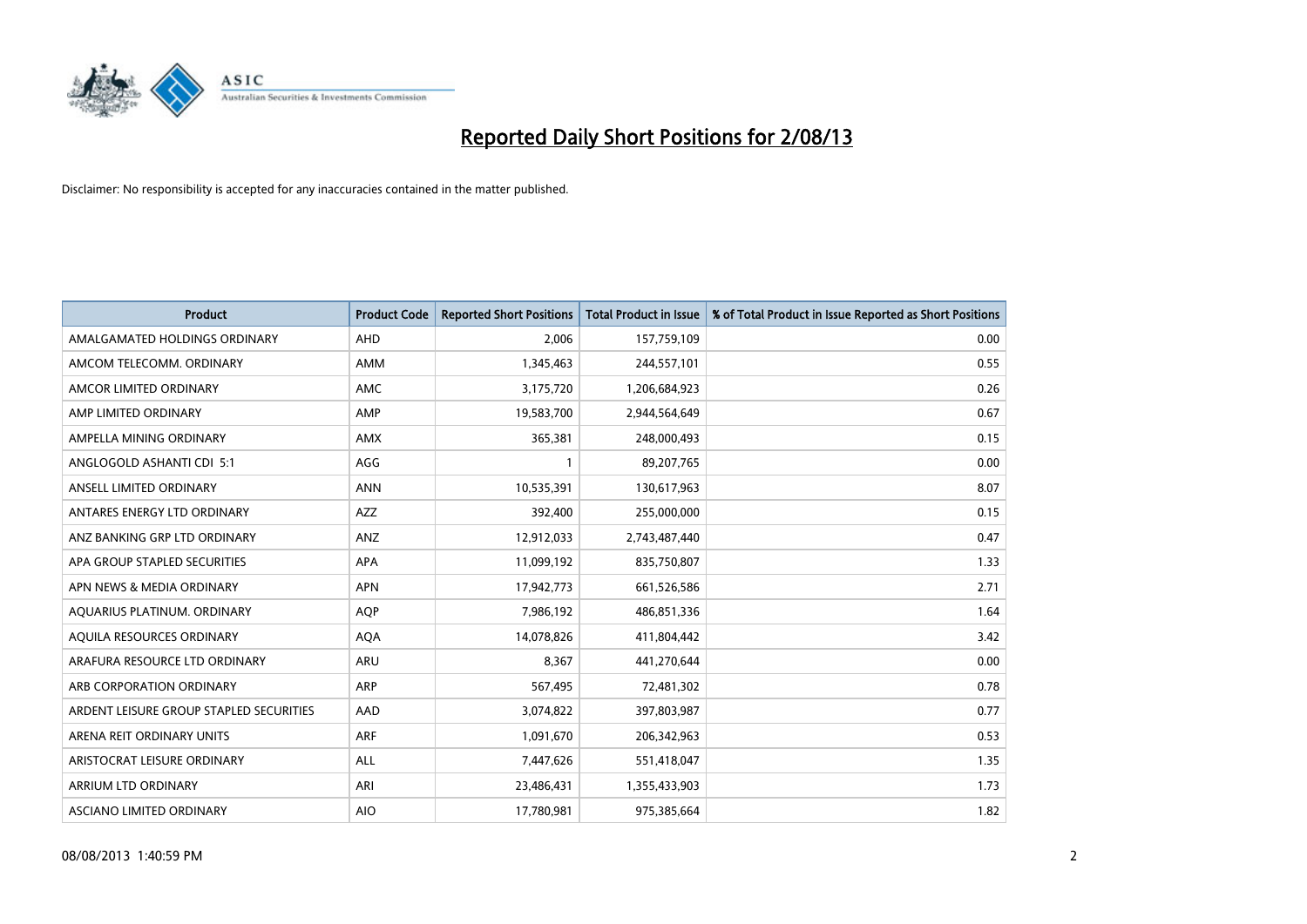# Reported Daily Short Positions for 2/08/13

Disclaimer: No responsibility is accepted for any inaccuracies contained in the matter published.

| Product | Product Code | Reported Short Positions | Total Product in Issue | % of Total Product in Issue Reported as Short Positions |
|---|---|---|---|---|
| AMALGAMATED HOLDINGS ORDINARY | AHD | 2,006 | 157,759,109 | 0.00 |
| AMCOM TELECOMM. ORDINARY | AMM | 1,345,463 | 244,557,101 | 0.55 |
| AMCOR LIMITED ORDINARY | AMC | 3,175,720 | 1,206,684,923 | 0.26 |
| AMP LIMITED ORDINARY | AMP | 19,583,700 | 2,944,564,649 | 0.67 |
| AMPELLA MINING ORDINARY | AMX | 365,381 | 248,000,493 | 0.15 |
| ANGLOGOLD ASHANTI CDI 5:1 | AGG | 1 | 89,207,765 | 0.00 |
| ANSELL LIMITED ORDINARY | ANN | 10,535,391 | 130,617,963 | 8.07 |
| ANTARES ENERGY LTD ORDINARY | AZZ | 392,400 | 255,000,000 | 0.15 |
| ANZ BANKING GRP LTD ORDINARY | ANZ | 12,912,033 | 2,743,487,440 | 0.47 |
| APA GROUP STAPLED SECURITIES | APA | 11,099,192 | 835,750,807 | 1.33 |
| APN NEWS & MEDIA ORDINARY | APN | 17,942,773 | 661,526,586 | 2.71 |
| AQUARIUS PLATINUM. ORDINARY | AQP | 7,986,192 | 486,851,336 | 1.64 |
| AQUILA RESOURCES ORDINARY | AQA | 14,078,826 | 411,804,442 | 3.42 |
| ARAFURA RESOURCE LTD ORDINARY | ARU | 8,367 | 441,270,644 | 0.00 |
| ARB CORPORATION ORDINARY | ARP | 567,495 | 72,481,302 | 0.78 |
| ARDENT LEISURE GROUP STAPLED SECURITIES | AAD | 3,074,822 | 397,803,987 | 0.77 |
| ARENA REIT ORDINARY UNITS | ARF | 1,091,670 | 206,342,963 | 0.53 |
| ARISTOCRAT LEISURE ORDINARY | ALL | 7,447,626 | 551,418,047 | 1.35 |
| ARRIUM LTD ORDINARY | ARI | 23,486,431 | 1,355,433,903 | 1.73 |
| ASCIANO LIMITED ORDINARY | AIO | 17,780,981 | 975,385,664 | 1.82 |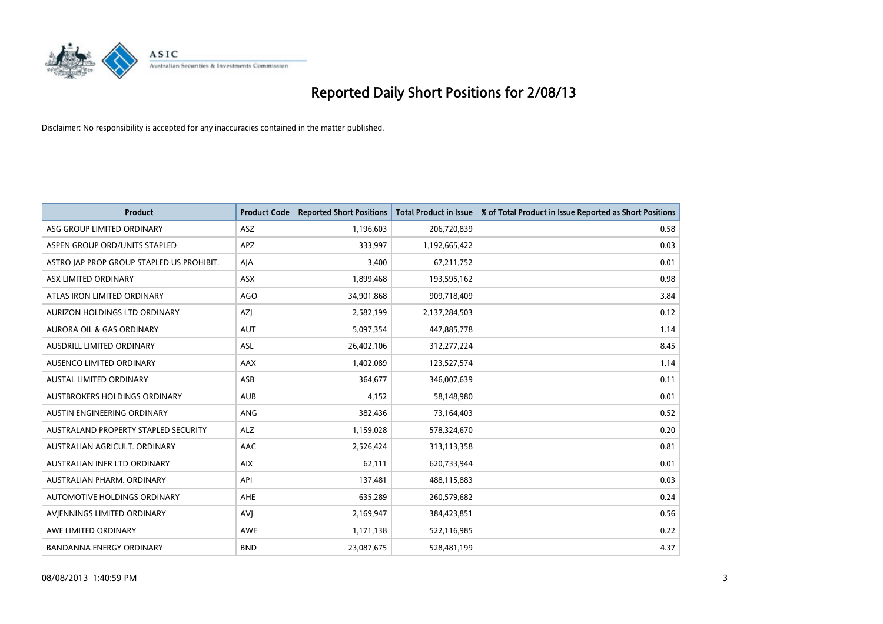# Reported Daily Short Positions for 2/08/13

Disclaimer: No responsibility is accepted for any inaccuracies contained in the matter published.

| Product | Product Code | Reported Short Positions | Total Product in Issue | % of Total Product in Issue Reported as Short Positions |
| --- | --- | --- | --- | --- |
| ASG GROUP LIMITED ORDINARY | ASZ | 1,196,603 | 206,720,839 | 0.58 |
| ASPEN GROUP ORD/UNITS STAPLED | APZ | 333,997 | 1,192,665,422 | 0.03 |
| ASTRO JAP PROP GROUP STAPLED US PROHIBIT. | AJA | 3,400 | 67,211,752 | 0.01 |
| ASX LIMITED ORDINARY | ASX | 1,899,468 | 193,595,162 | 0.98 |
| ATLAS IRON LIMITED ORDINARY | AGO | 34,901,868 | 909,718,409 | 3.84 |
| AURIZON HOLDINGS LTD ORDINARY | AZJ | 2,582,199 | 2,137,284,503 | 0.12 |
| AURORA OIL & GAS ORDINARY | AUT | 5,097,354 | 447,885,778 | 1.14 |
| AUSDRILL LIMITED ORDINARY | ASL | 26,402,106 | 312,277,224 | 8.45 |
| AUSENCO LIMITED ORDINARY | AAX | 1,402,089 | 123,527,574 | 1.14 |
| AUSTAL LIMITED ORDINARY | ASB | 364,677 | 346,007,639 | 0.11 |
| AUSTBROKERS HOLDINGS ORDINARY | AUB | 4,152 | 58,148,980 | 0.01 |
| AUSTIN ENGINEERING ORDINARY | ANG | 382,436 | 73,164,403 | 0.52 |
| AUSTRALAND PROPERTY STAPLED SECURITY | ALZ | 1,159,028 | 578,324,670 | 0.20 |
| AUSTRALIAN AGRICULT. ORDINARY | AAC | 2,526,424 | 313,113,358 | 0.81 |
| AUSTRALIAN INFR LTD ORDINARY | AIX | 62,111 | 620,733,944 | 0.01 |
| AUSTRALIAN PHARM. ORDINARY | API | 137,481 | 488,115,883 | 0.03 |
| AUTOMOTIVE HOLDINGS ORDINARY | AHE | 635,289 | 260,579,682 | 0.24 |
| AVJENNINGS LIMITED ORDINARY | AVJ | 2,169,947 | 384,423,851 | 0.56 |
| AWE LIMITED ORDINARY | AWE | 1,171,138 | 522,116,985 | 0.22 |
| BANDANNA ENERGY ORDINARY | BND | 23,087,675 | 528,481,199 | 4.37 |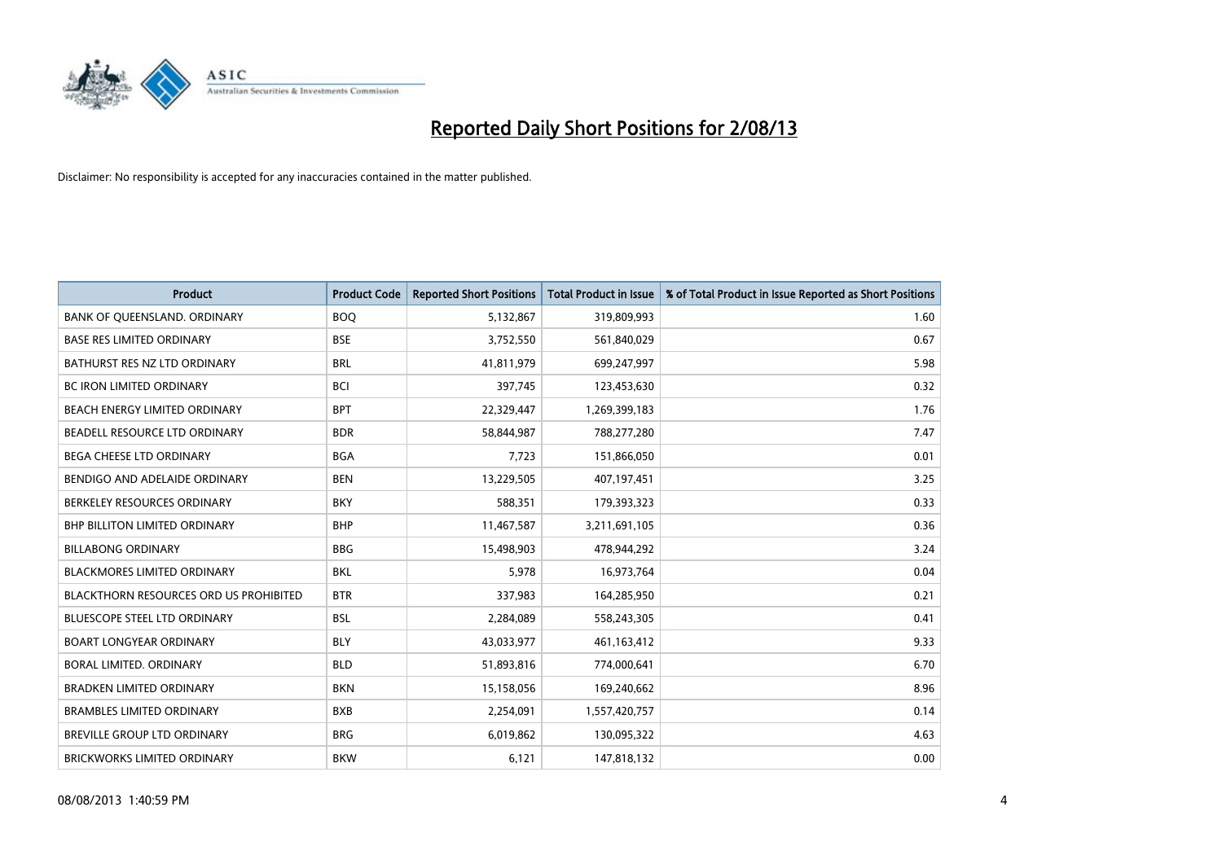# Reported Daily Short Positions for 2/08/13

Disclaimer: No responsibility is accepted for any inaccuracies contained in the matter published.

| Product | Product Code | Reported Short Positions | Total Product in Issue | % of Total Product in Issue Reported as Short Positions |
|---|---|---|---|---|
| BANK OF QUEENSLAND. ORDINARY | BOQ | 5,132,867 | 319,809,993 | 1.60 |
| BASE RES LIMITED ORDINARY | BSE | 3,752,550 | 561,840,029 | 0.67 |
| BATHURST RES NZ LTD ORDINARY | BRL | 41,811,979 | 699,247,997 | 5.98 |
| BC IRON LIMITED ORDINARY | BCI | 397,745 | 123,453,630 | 0.32 |
| BEACH ENERGY LIMITED ORDINARY | BPT | 22,329,447 | 1,269,399,183 | 1.76 |
| BEADELL RESOURCE LTD ORDINARY | BDR | 58,844,987 | 788,277,280 | 7.47 |
| BEGA CHEESE LTD ORDINARY | BGA | 7,723 | 151,866,050 | 0.01 |
| BENDIGO AND ADELAIDE ORDINARY | BEN | 13,229,505 | 407,197,451 | 3.25 |
| BERKELEY RESOURCES ORDINARY | BKY | 588,351 | 179,393,323 | 0.33 |
| BHP BILLITON LIMITED ORDINARY | BHP | 11,467,587 | 3,211,691,105 | 0.36 |
| BILLABONG ORDINARY | BBG | 15,498,903 | 478,944,292 | 3.24 |
| BLACKMORES LIMITED ORDINARY | BKL | 5,978 | 16,973,764 | 0.04 |
| BLACKTHORN RESOURCES ORD US PROHIBITED | BTR | 337,983 | 164,285,950 | 0.21 |
| BLUESCOPE STEEL LTD ORDINARY | BSL | 2,284,089 | 558,243,305 | 0.41 |
| BOART LONGYEAR ORDINARY | BLY | 43,033,977 | 461,163,412 | 9.33 |
| BORAL LIMITED. ORDINARY | BLD | 51,893,816 | 774,000,641 | 6.70 |
| BRADKEN LIMITED ORDINARY | BKN | 15,158,056 | 169,240,662 | 8.96 |
| BRAMBLES LIMITED ORDINARY | BXB | 2,254,091 | 1,557,420,757 | 0.14 |
| BREVILLE GROUP LTD ORDINARY | BRG | 6,019,862 | 130,095,322 | 4.63 |
| BRICKWORKS LIMITED ORDINARY | BKW | 6,121 | 147,818,132 | 0.00 |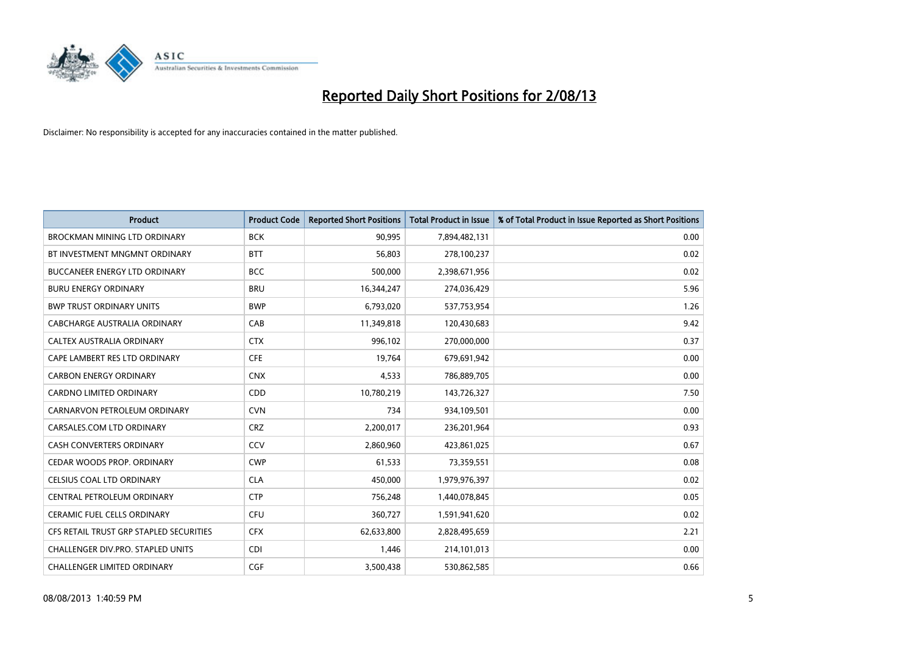# Reported Daily Short Positions for 2/08/13

Disclaimer: No responsibility is accepted for any inaccuracies contained in the matter published.

| Product | Product Code | Reported Short Positions | Total Product in Issue | % of Total Product in Issue Reported as Short Positions |
|---|---|---|---|---|
| BROCKMAN MINING LTD ORDINARY | BCK | 90,995 | 7,894,482,131 | 0.00 |
| BT INVESTMENT MNGMNT ORDINARY | BTT | 56,803 | 278,100,237 | 0.02 |
| BUCCANEER ENERGY LTD ORDINARY | BCC | 500,000 | 2,398,671,956 | 0.02 |
| BURU ENERGY ORDINARY | BRU | 16,344,247 | 274,036,429 | 5.96 |
| BWP TRUST ORDINARY UNITS | BWP | 6,793,020 | 537,753,954 | 1.26 |
| CABCHARGE AUSTRALIA ORDINARY | CAB | 11,349,818 | 120,430,683 | 9.42 |
| CALTEX AUSTRALIA ORDINARY | CTX | 996,102 | 270,000,000 | 0.37 |
| CAPE LAMBERT RES LTD ORDINARY | CFE | 19,764 | 679,691,942 | 0.00 |
| CARBON ENERGY ORDINARY | CNX | 4,533 | 786,889,705 | 0.00 |
| CARDNO LIMITED ORDINARY | CDD | 10,780,219 | 143,726,327 | 7.50 |
| CARNARVON PETROLEUM ORDINARY | CVN | 734 | 934,109,501 | 0.00 |
| CARSALES.COM LTD ORDINARY | CRZ | 2,200,017 | 236,201,964 | 0.93 |
| CASH CONVERTERS ORDINARY | CCV | 2,860,960 | 423,861,025 | 0.67 |
| CEDAR WOODS PROP. ORDINARY | CWP | 61,533 | 73,359,551 | 0.08 |
| CELSIUS COAL LTD ORDINARY | CLA | 450,000 | 1,979,976,397 | 0.02 |
| CENTRAL PETROLEUM ORDINARY | CTP | 756,248 | 1,440,078,845 | 0.05 |
| CERAMIC FUEL CELLS ORDINARY | CFU | 360,727 | 1,591,941,620 | 0.02 |
| CFS RETAIL TRUST GRP STAPLED SECURITIES | CFX | 62,633,800 | 2,828,495,659 | 2.21 |
| CHALLENGER DIV.PRO. STAPLED UNITS | CDI | 1,446 | 214,101,013 | 0.00 |
| CHALLENGER LIMITED ORDINARY | CGF | 3,500,438 | 530,862,585 | 0.66 |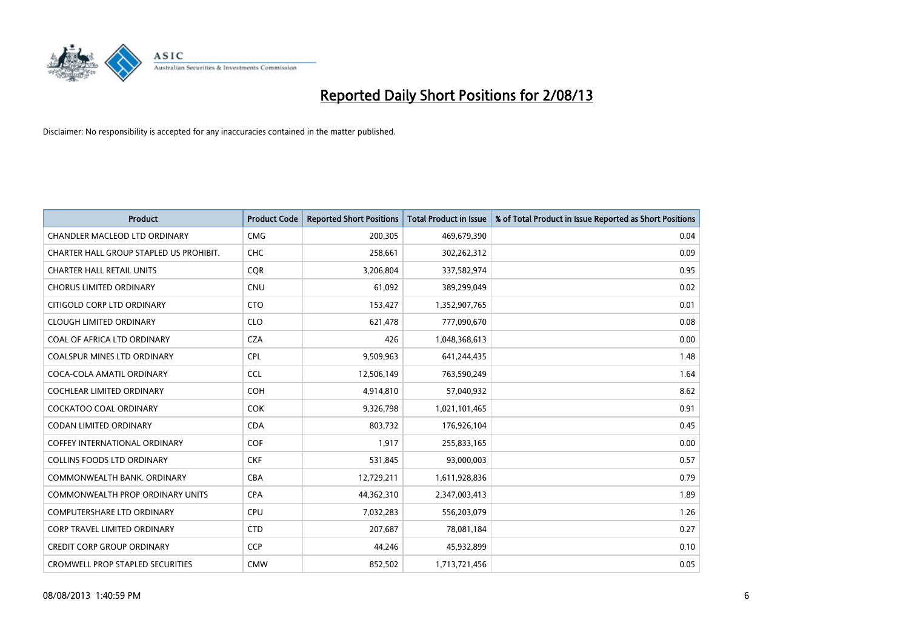# Reported Daily Short Positions for 2/08/13

Disclaimer: No responsibility is accepted for any inaccuracies contained in the matter published.

| Product | Product Code | Reported Short Positions | Total Product in Issue | % of Total Product in Issue Reported as Short Positions |
|---|---|---|---|---|
| CHANDLER MACLEOD LTD ORDINARY | CMG | 200,305 | 469,679,390 | 0.04 |
| CHARTER HALL GROUP STAPLED US PROHIBIT. | CHC | 258,661 | 302,262,312 | 0.09 |
| CHARTER HALL RETAIL UNITS | CQR | 3,206,804 | 337,582,974 | 0.95 |
| CHORUS LIMITED ORDINARY | CNU | 61,092 | 389,299,049 | 0.02 |
| CITIGOLD CORP LTD ORDINARY | CTO | 153,427 | 1,352,907,765 | 0.01 |
| CLOUGH LIMITED ORDINARY | CLO | 621,478 | 777,090,670 | 0.08 |
| COAL OF AFRICA LTD ORDINARY | CZA | 426 | 1,048,368,613 | 0.00 |
| COALSPUR MINES LTD ORDINARY | CPL | 9,509,963 | 641,244,435 | 1.48 |
| COCA-COLA AMATIL ORDINARY | CCL | 12,506,149 | 763,590,249 | 1.64 |
| COCHLEAR LIMITED ORDINARY | COH | 4,914,810 | 57,040,932 | 8.62 |
| COCKATOO COAL ORDINARY | COK | 9,326,798 | 1,021,101,465 | 0.91 |
| CODAN LIMITED ORDINARY | CDA | 803,732 | 176,926,104 | 0.45 |
| COFFEY INTERNATIONAL ORDINARY | COF | 1,917 | 255,833,165 | 0.00 |
| COLLINS FOODS LTD ORDINARY | CKF | 531,845 | 93,000,003 | 0.57 |
| COMMONWEALTH BANK. ORDINARY | CBA | 12,729,211 | 1,611,928,836 | 0.79 |
| COMMONWEALTH PROP ORDINARY UNITS | CPA | 44,362,310 | 2,347,003,413 | 1.89 |
| COMPUTERSHARE LTD ORDINARY | CPU | 7,032,283 | 556,203,079 | 1.26 |
| CORP TRAVEL LIMITED ORDINARY | CTD | 207,687 | 78,081,184 | 0.27 |
| CREDIT CORP GROUP ORDINARY | CCP | 44,246 | 45,932,899 | 0.10 |
| CROMWELL PROP STAPLED SECURITIES | CMW | 852,502 | 1,713,721,456 | 0.05 |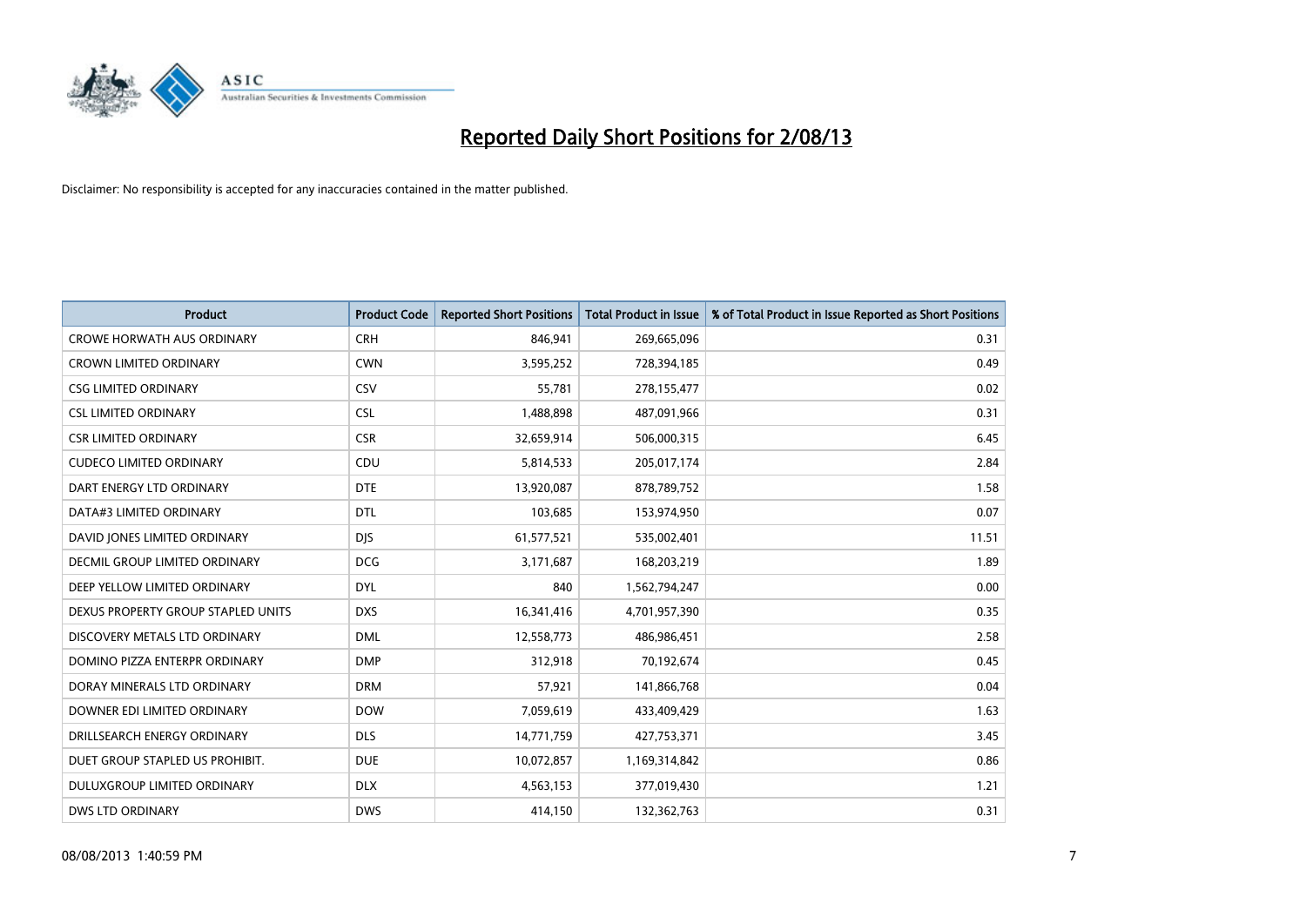# Reported Daily Short Positions for 2/08/13

Disclaimer: No responsibility is accepted for any inaccuracies contained in the matter published.

| Product | Product Code | Reported Short Positions | Total Product in Issue | % of Total Product in Issue Reported as Short Positions |
|---|---|---|---|---|
| CROWE HORWATH AUS ORDINARY | CRH | 846,941 | 269,665,096 | 0.31 |
| CROWN LIMITED ORDINARY | CWN | 3,595,252 | 728,394,185 | 0.49 |
| CSG LIMITED ORDINARY | CSV | 55,781 | 278,155,477 | 0.02 |
| CSL LIMITED ORDINARY | CSL | 1,488,898 | 487,091,966 | 0.31 |
| CSR LIMITED ORDINARY | CSR | 32,659,914 | 506,000,315 | 6.45 |
| CUDECO LIMITED ORDINARY | CDU | 5,814,533 | 205,017,174 | 2.84 |
| DART ENERGY LTD ORDINARY | DTE | 13,920,087 | 878,789,752 | 1.58 |
| DATA#3 LIMITED ORDINARY | DTL | 103,685 | 153,974,950 | 0.07 |
| DAVID JONES LIMITED ORDINARY | DJS | 61,577,521 | 535,002,401 | 11.51 |
| DECMIL GROUP LIMITED ORDINARY | DCG | 3,171,687 | 168,203,219 | 1.89 |
| DEEP YELLOW LIMITED ORDINARY | DYL | 840 | 1,562,794,247 | 0.00 |
| DEXUS PROPERTY GROUP STAPLED UNITS | DXS | 16,341,416 | 4,701,957,390 | 0.35 |
| DISCOVERY METALS LTD ORDINARY | DML | 12,558,773 | 486,986,451 | 2.58 |
| DOMINO PIZZA ENTERPR ORDINARY | DMP | 312,918 | 70,192,674 | 0.45 |
| DORAY MINERALS LTD ORDINARY | DRM | 57,921 | 141,866,768 | 0.04 |
| DOWNER EDI LIMITED ORDINARY | DOW | 7,059,619 | 433,409,429 | 1.63 |
| DRILLSEARCH ENERGY ORDINARY | DLS | 14,771,759 | 427,753,371 | 3.45 |
| DUET GROUP STAPLED US PROHIBIT. | DUE | 10,072,857 | 1,169,314,842 | 0.86 |
| DULUXGROUP LIMITED ORDINARY | DLX | 4,563,153 | 377,019,430 | 1.21 |
| DWS LTD ORDINARY | DWS | 414,150 | 132,362,763 | 0.31 |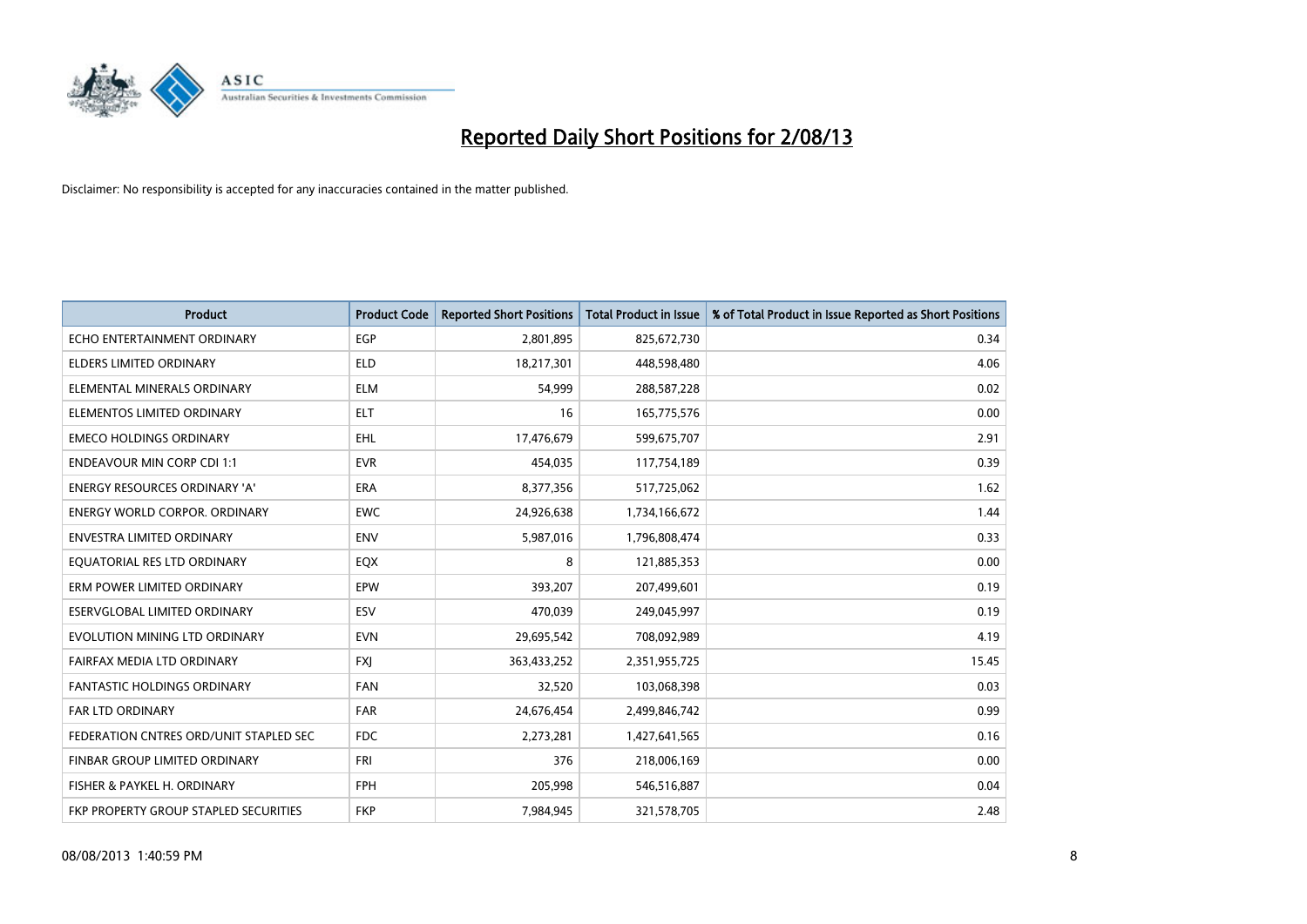# Reported Daily Short Positions for 2/08/13

Disclaimer: No responsibility is accepted for any inaccuracies contained in the matter published.

| Product | Product Code | Reported Short Positions | Total Product in Issue | % of Total Product in Issue Reported as Short Positions |
|---|---|---|---|---|
| ECHO ENTERTAINMENT ORDINARY | EGP | 2,801,895 | 825,672,730 | 0.34 |
| ELDERS LIMITED ORDINARY | ELD | 18,217,301 | 448,598,480 | 4.06 |
| ELEMENTAL MINERALS ORDINARY | ELM | 54,999 | 288,587,228 | 0.02 |
| ELEMENTOS LIMITED ORDINARY | ELT | 16 | 165,775,576 | 0.00 |
| EMECO HOLDINGS ORDINARY | EHL | 17,476,679 | 599,675,707 | 2.91 |
| ENDEAVOUR MIN CORP CDI 1:1 | EVR | 454,035 | 117,754,189 | 0.39 |
| ENERGY RESOURCES ORDINARY 'A' | ERA | 8,377,356 | 517,725,062 | 1.62 |
| ENERGY WORLD CORPOR. ORDINARY | EWC | 24,926,638 | 1,734,166,672 | 1.44 |
| ENVESTRA LIMITED ORDINARY | ENV | 5,987,016 | 1,796,808,474 | 0.33 |
| EQUATORIAL RES LTD ORDINARY | EQX | 8 | 121,885,353 | 0.00 |
| ERM POWER LIMITED ORDINARY | EPW | 393,207 | 207,499,601 | 0.19 |
| ESERVGLOBAL LIMITED ORDINARY | ESV | 470,039 | 249,045,997 | 0.19 |
| EVOLUTION MINING LTD ORDINARY | EVN | 29,695,542 | 708,092,989 | 4.19 |
| FAIRFAX MEDIA LTD ORDINARY | FXJ | 363,433,252 | 2,351,955,725 | 15.45 |
| FANTASTIC HOLDINGS ORDINARY | FAN | 32,520 | 103,068,398 | 0.03 |
| FAR LTD ORDINARY | FAR | 24,676,454 | 2,499,846,742 | 0.99 |
| FEDERATION CNTRES ORD/UNIT STAPLED SEC | FDC | 2,273,281 | 1,427,641,565 | 0.16 |
| FINBAR GROUP LIMITED ORDINARY | FRI | 376 | 218,006,169 | 0.00 |
| FISHER & PAYKEL H. ORDINARY | FPH | 205,998 | 546,516,887 | 0.04 |
| FKP PROPERTY GROUP STAPLED SECURITIES | FKP | 7,984,945 | 321,578,705 | 2.48 |

08/08/2013 1:40:59 PM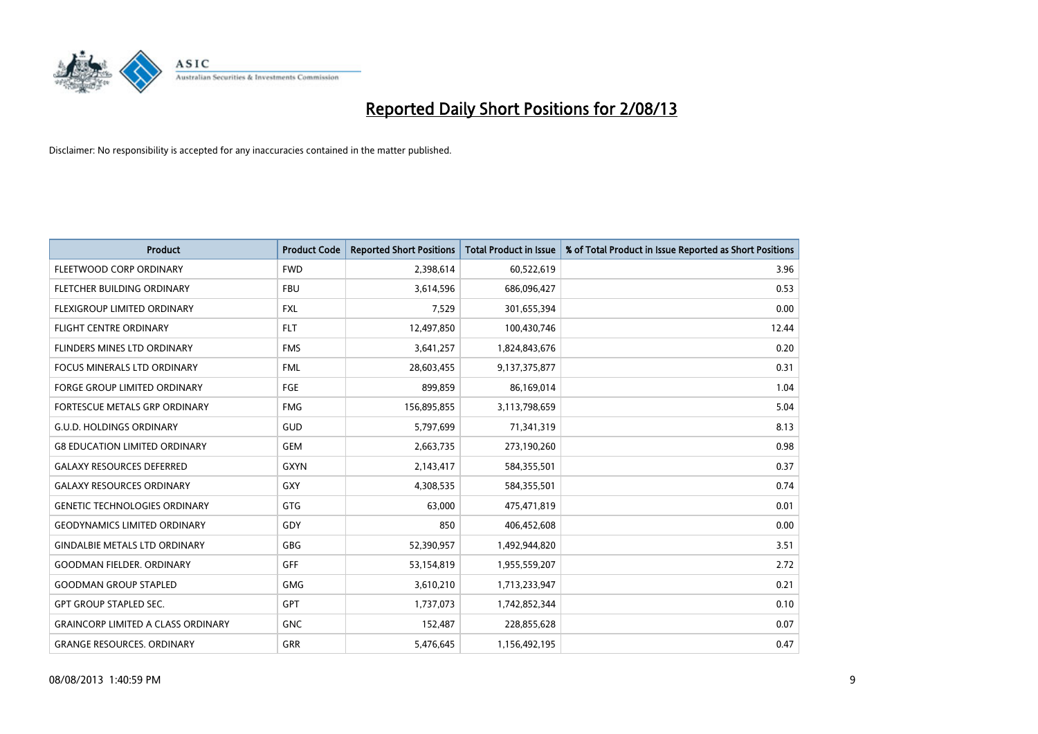# Reported Daily Short Positions for 2/08/13

Disclaimer: No responsibility is accepted for any inaccuracies contained in the matter published.

| Product | Product Code | Reported Short Positions | Total Product in Issue | % of Total Product in Issue Reported as Short Positions |
|---|---|---|---|---|
| FLEETWOOD CORP ORDINARY | FWD | 2,398,614 | 60,522,619 | 3.96 |
| FLETCHER BUILDING ORDINARY | FBU | 3,614,596 | 686,096,427 | 0.53 |
| FLEXIGROUP LIMITED ORDINARY | FXL | 7,529 | 301,655,394 | 0.00 |
| FLIGHT CENTRE ORDINARY | FLT | 12,497,850 | 100,430,746 | 12.44 |
| FLINDERS MINES LTD ORDINARY | FMS | 3,641,257 | 1,824,843,676 | 0.20 |
| FOCUS MINERALS LTD ORDINARY | FML | 28,603,455 | 9,137,375,877 | 0.31 |
| FORGE GROUP LIMITED ORDINARY | FGE | 899,859 | 86,169,014 | 1.04 |
| FORTESCUE METALS GRP ORDINARY | FMG | 156,895,855 | 3,113,798,659 | 5.04 |
| G.U.D. HOLDINGS ORDINARY | GUD | 5,797,699 | 71,341,319 | 8.13 |
| G8 EDUCATION LIMITED ORDINARY | GEM | 2,663,735 | 273,190,260 | 0.98 |
| GALAXY RESOURCES DEFERRED | GXYN | 2,143,417 | 584,355,501 | 0.37 |
| GALAXY RESOURCES ORDINARY | GXY | 4,308,535 | 584,355,501 | 0.74 |
| GENETIC TECHNOLOGIES ORDINARY | GTG | 63,000 | 475,471,819 | 0.01 |
| GEODYNAMICS LIMITED ORDINARY | GDY | 850 | 406,452,608 | 0.00 |
| GINDALBIE METALS LTD ORDINARY | GBG | 52,390,957 | 1,492,944,820 | 3.51 |
| GOODMAN FIELDER. ORDINARY | GFF | 53,154,819 | 1,955,559,207 | 2.72 |
| GOODMAN GROUP STAPLED | GMG | 3,610,210 | 1,713,233,947 | 0.21 |
| GPT GROUP STAPLED SEC. | GPT | 1,737,073 | 1,742,852,344 | 0.10 |
| GRAINCORP LIMITED A CLASS ORDINARY | GNC | 152,487 | 228,855,628 | 0.07 |
| GRANGE RESOURCES. ORDINARY | GRR | 5,476,645 | 1,156,492,195 | 0.47 |

08/08/2013 1:40:59 PM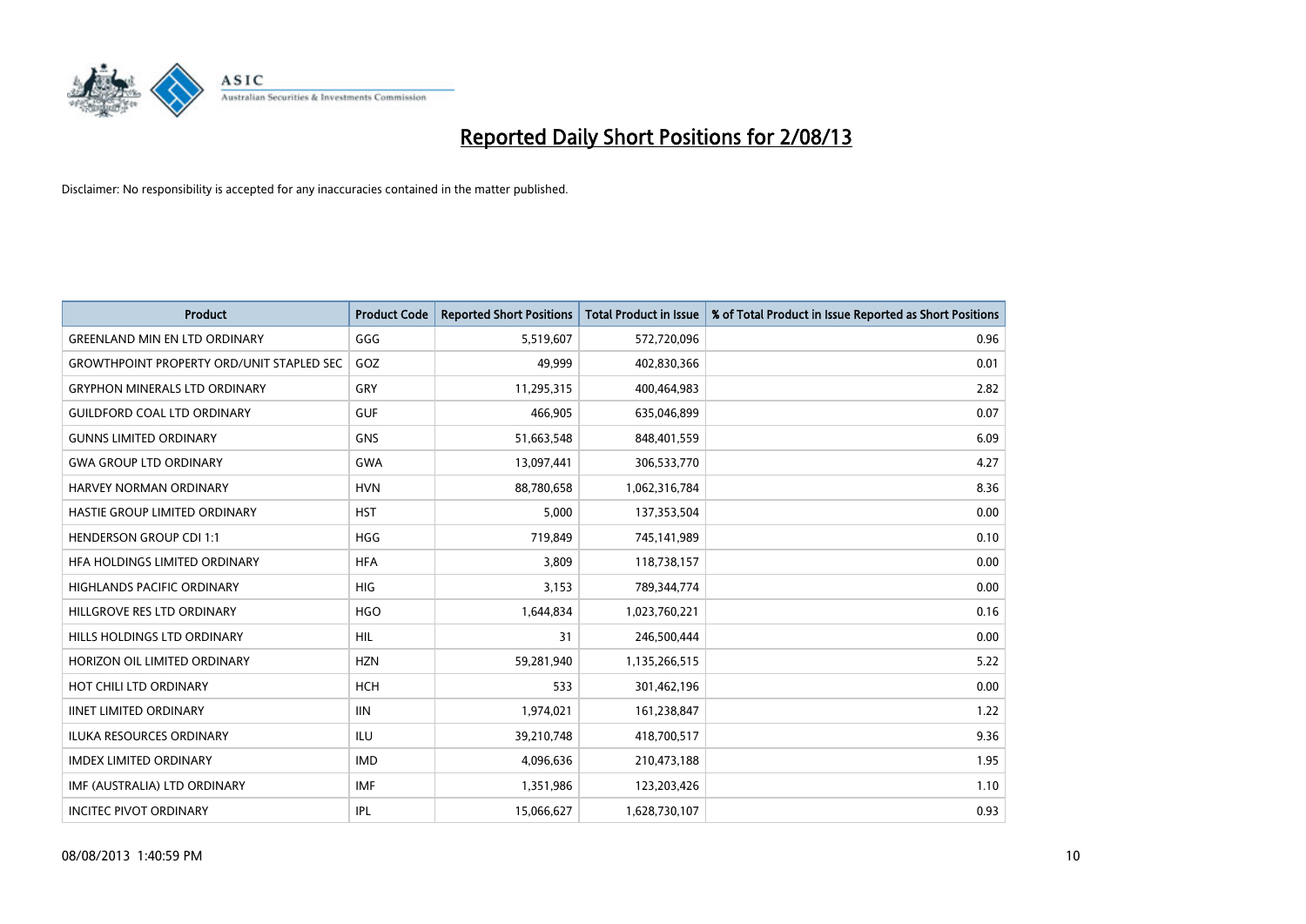# Reported Daily Short Positions for 2/08/13

Disclaimer: No responsibility is accepted for any inaccuracies contained in the matter published.

| Product | Product Code | Reported Short Positions | Total Product in Issue | % of Total Product in Issue Reported as Short Positions |
|---|---|---|---|---|
| GREENLAND MIN EN LTD ORDINARY | GGG | 5,519,607 | 572,720,096 | 0.96 |
| GROWTHPOINT PROPERTY ORD/UNIT STAPLED SEC | GOZ | 49,999 | 402,830,366 | 0.01 |
| GRYPHON MINERALS LTD ORDINARY | GRY | 11,295,315 | 400,464,983 | 2.82 |
| GUILDFORD COAL LTD ORDINARY | GUF | 466,905 | 635,046,899 | 0.07 |
| GUNNS LIMITED ORDINARY | GNS | 51,663,548 | 848,401,559 | 6.09 |
| GWA GROUP LTD ORDINARY | GWA | 13,097,441 | 306,533,770 | 4.27 |
| HARVEY NORMAN ORDINARY | HVN | 88,780,658 | 1,062,316,784 | 8.36 |
| HASTIE GROUP LIMITED ORDINARY | HST | 5,000 | 137,353,504 | 0.00 |
| HENDERSON GROUP CDI 1:1 | HGG | 719,849 | 745,141,989 | 0.10 |
| HFA HOLDINGS LIMITED ORDINARY | HFA | 3,809 | 118,738,157 | 0.00 |
| HIGHLANDS PACIFIC ORDINARY | HIG | 3,153 | 789,344,774 | 0.00 |
| HILLGROVE RES LTD ORDINARY | HGO | 1,644,834 | 1,023,760,221 | 0.16 |
| HILLS HOLDINGS LTD ORDINARY | HIL | 31 | 246,500,444 | 0.00 |
| HORIZON OIL LIMITED ORDINARY | HZN | 59,281,940 | 1,135,266,515 | 5.22 |
| HOT CHILI LTD ORDINARY | HCH | 533 | 301,462,196 | 0.00 |
| IINET LIMITED ORDINARY | IIN | 1,974,021 | 161,238,847 | 1.22 |
| ILUKA RESOURCES ORDINARY | ILU | 39,210,748 | 418,700,517 | 9.36 |
| IMDEX LIMITED ORDINARY | IMD | 4,096,636 | 210,473,188 | 1.95 |
| IMF (AUSTRALIA) LTD ORDINARY | IMF | 1,351,986 | 123,203,426 | 1.10 |
| INCITEC PIVOT ORDINARY | IPL | 15,066,627 | 1,628,730,107 | 0.93 |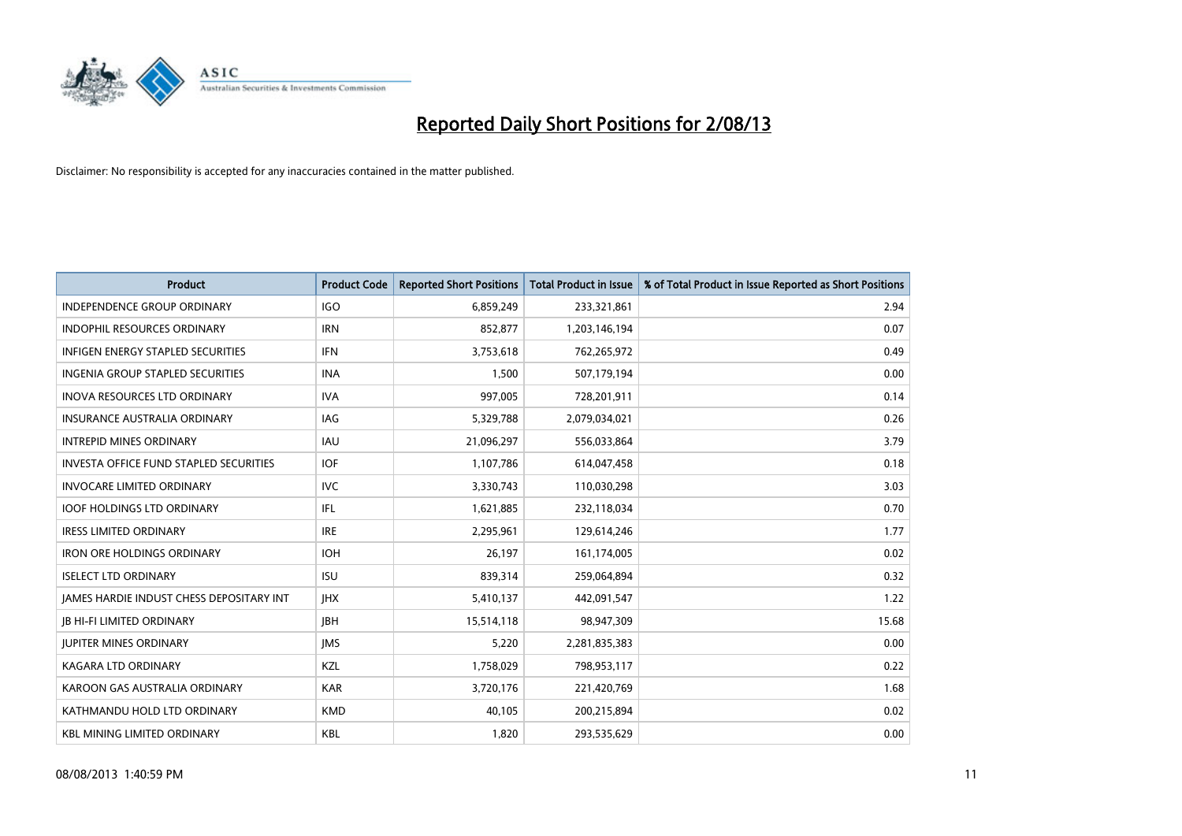# Reported Daily Short Positions for 2/08/13

Disclaimer: No responsibility is accepted for any inaccuracies contained in the matter published.

| Product | Product Code | Reported Short Positions | Total Product in Issue | % of Total Product in Issue Reported as Short Positions |
|---|---|---|---|---|
| INDEPENDENCE GROUP ORDINARY | IGO | 6,859,249 | 233,321,861 | 2.94 |
| INDOPHIL RESOURCES ORDINARY | IRN | 852,877 | 1,203,146,194 | 0.07 |
| INFIGEN ENERGY STAPLED SECURITIES | IFN | 3,753,618 | 762,265,972 | 0.49 |
| INGENIA GROUP STAPLED SECURITIES | INA | 1,500 | 507,179,194 | 0.00 |
| INOVA RESOURCES LTD ORDINARY | IVA | 997,005 | 728,201,911 | 0.14 |
| INSURANCE AUSTRALIA ORDINARY | IAG | 5,329,788 | 2,079,034,021 | 0.26 |
| INTREPID MINES ORDINARY | IAU | 21,096,297 | 556,033,864 | 3.79 |
| INVESTA OFFICE FUND STAPLED SECURITIES | IOF | 1,107,786 | 614,047,458 | 0.18 |
| INVOCARE LIMITED ORDINARY | IVC | 3,330,743 | 110,030,298 | 3.03 |
| IOOF HOLDINGS LTD ORDINARY | IFL | 1,621,885 | 232,118,034 | 0.70 |
| IRESS LIMITED ORDINARY | IRE | 2,295,961 | 129,614,246 | 1.77 |
| IRON ORE HOLDINGS ORDINARY | IOH | 26,197 | 161,174,005 | 0.02 |
| ISELECT LTD ORDINARY | ISU | 839,314 | 259,064,894 | 0.32 |
| JAMES HARDIE INDUST CHESS DEPOSITARY INT | JHX | 5,410,137 | 442,091,547 | 1.22 |
| JB HI-FI LIMITED ORDINARY | JBH | 15,514,118 | 98,947,309 | 15.68 |
| JUPITER MINES ORDINARY | JMS | 5,220 | 2,281,835,383 | 0.00 |
| KAGARA LTD ORDINARY | KZL | 1,758,029 | 798,953,117 | 0.22 |
| KAROON GAS AUSTRALIA ORDINARY | KAR | 3,720,176 | 221,420,769 | 1.68 |
| KATHMANDU HOLD LTD ORDINARY | KMD | 40,105 | 200,215,894 | 0.02 |
| KBL MINING LIMITED ORDINARY | KBL | 1,820 | 293,535,629 | 0.00 |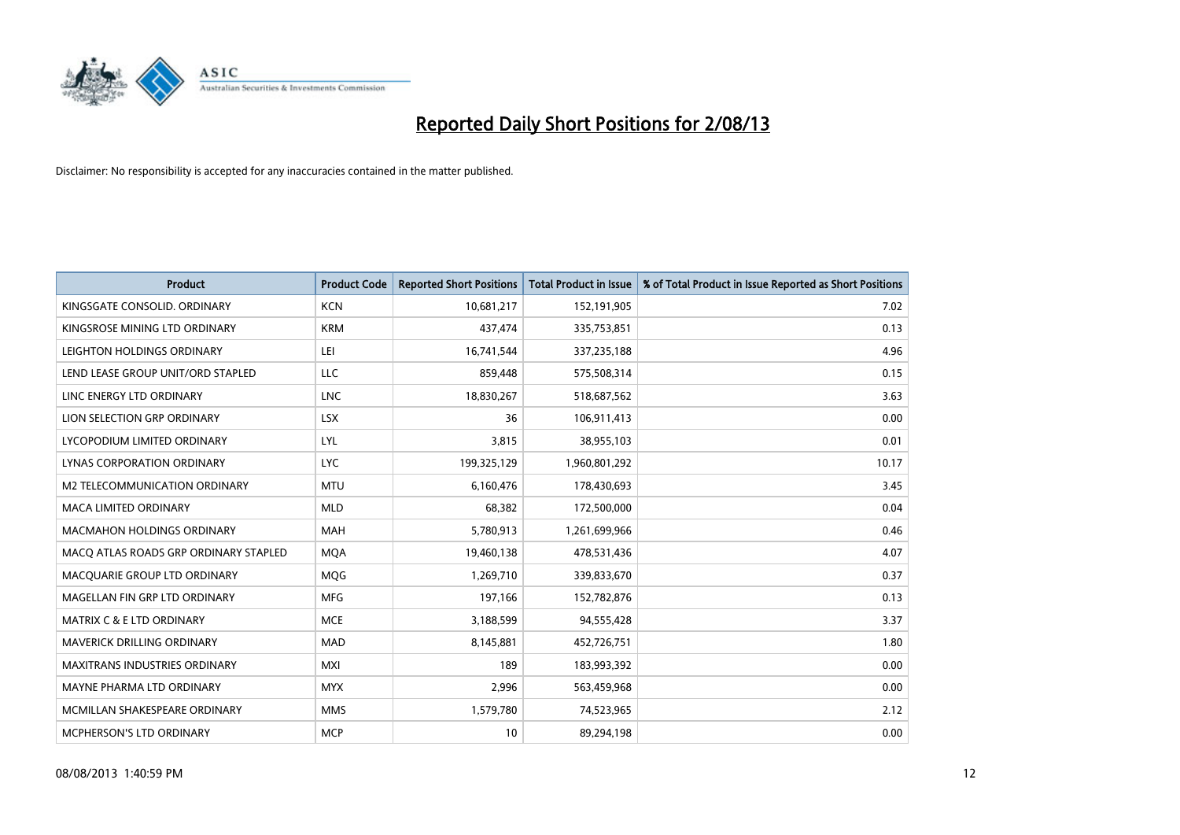# Reported Daily Short Positions for 2/08/13

Disclaimer: No responsibility is accepted for any inaccuracies contained in the matter published.

| Product | Product Code | Reported Short Positions | Total Product in Issue | % of Total Product in Issue Reported as Short Positions |
|---|---|---|---|---|
| KINGSGATE CONSOLID. ORDINARY | KCN | 10,681,217 | 152,191,905 | 7.02 |
| KINGSROSE MINING LTD ORDINARY | KRM | 437,474 | 335,753,851 | 0.13 |
| LEIGHTON HOLDINGS ORDINARY | LEI | 16,741,544 | 337,235,188 | 4.96 |
| LEND LEASE GROUP UNIT/ORD STAPLED | LLC | 859,448 | 575,508,314 | 0.15 |
| LINC ENERGY LTD ORDINARY | LNC | 18,830,267 | 518,687,562 | 3.63 |
| LION SELECTION GRP ORDINARY | LSX | 36 | 106,911,413 | 0.00 |
| LYCOPODIUM LIMITED ORDINARY | LYL | 3,815 | 38,955,103 | 0.01 |
| LYNAS CORPORATION ORDINARY | LYC | 199,325,129 | 1,960,801,292 | 10.17 |
| M2 TELECOMMUNICATION ORDINARY | MTU | 6,160,476 | 178,430,693 | 3.45 |
| MACA LIMITED ORDINARY | MLD | 68,382 | 172,500,000 | 0.04 |
| MACMAHON HOLDINGS ORDINARY | MAH | 5,780,913 | 1,261,699,966 | 0.46 |
| MACQ ATLAS ROADS GRP ORDINARY STAPLED | MQA | 19,460,138 | 478,531,436 | 4.07 |
| MACQUARIE GROUP LTD ORDINARY | MQG | 1,269,710 | 339,833,670 | 0.37 |
| MAGELLAN FIN GRP LTD ORDINARY | MFG | 197,166 | 152,782,876 | 0.13 |
| MATRIX C & E LTD ORDINARY | MCE | 3,188,599 | 94,555,428 | 3.37 |
| MAVERICK DRILLING ORDINARY | MAD | 8,145,881 | 452,726,751 | 1.80 |
| MAXITRANS INDUSTRIES ORDINARY | MXI | 189 | 183,993,392 | 0.00 |
| MAYNE PHARMA LTD ORDINARY | MYX | 2,996 | 563,459,968 | 0.00 |
| MCMILLAN SHAKESPEARE ORDINARY | MMS | 1,579,780 | 74,523,965 | 2.12 |
| MCPHERSON'S LTD ORDINARY | MCP | 10 | 89,294,198 | 0.00 |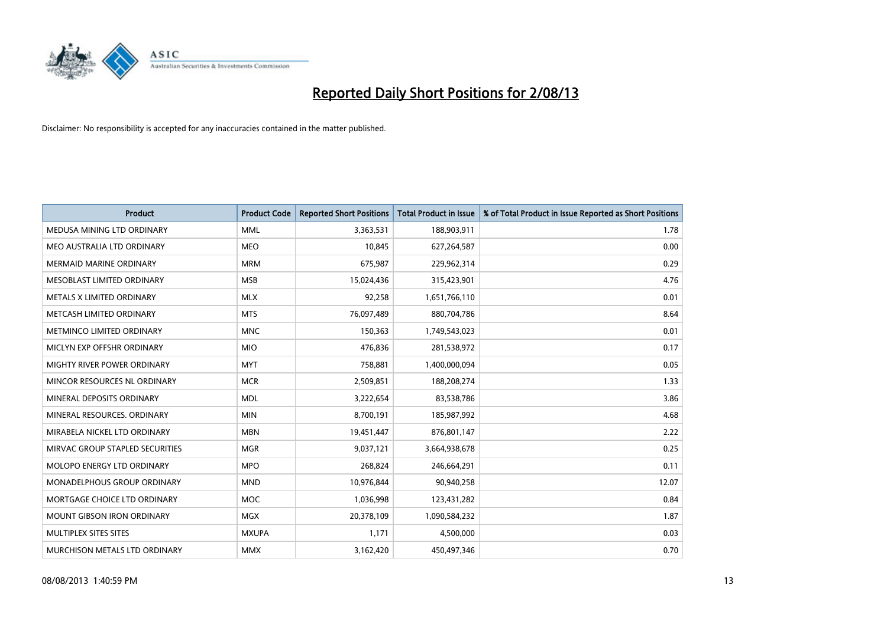# Reported Daily Short Positions for 2/08/13

Disclaimer: No responsibility is accepted for any inaccuracies contained in the matter published.

| Product | Product Code | Reported Short Positions | Total Product in Issue | % of Total Product in Issue Reported as Short Positions |
|---|---|---|---|---|
| MEDUSA MINING LTD ORDINARY | MML | 3,363,531 | 188,903,911 | 1.78 |
| MEO AUSTRALIA LTD ORDINARY | MEO | 10,845 | 627,264,587 | 0.00 |
| MERMAID MARINE ORDINARY | MRM | 675,987 | 229,962,314 | 0.29 |
| MESOBLAST LIMITED ORDINARY | MSB | 15,024,436 | 315,423,901 | 4.76 |
| METALS X LIMITED ORDINARY | MLX | 92,258 | 1,651,766,110 | 0.01 |
| METCASH LIMITED ORDINARY | MTS | 76,097,489 | 880,704,786 | 8.64 |
| METMINCO LIMITED ORDINARY | MNC | 150,363 | 1,749,543,023 | 0.01 |
| MICLYN EXP OFFSHR ORDINARY | MIO | 476,836 | 281,538,972 | 0.17 |
| MIGHTY RIVER POWER ORDINARY | MYT | 758,881 | 1,400,000,094 | 0.05 |
| MINCOR RESOURCES NL ORDINARY | MCR | 2,509,851 | 188,208,274 | 1.33 |
| MINERAL DEPOSITS ORDINARY | MDL | 3,222,654 | 83,538,786 | 3.86 |
| MINERAL RESOURCES. ORDINARY | MIN | 8,700,191 | 185,987,992 | 4.68 |
| MIRABELA NICKEL LTD ORDINARY | MBN | 19,451,447 | 876,801,147 | 2.22 |
| MIRVAC GROUP STAPLED SECURITIES | MGR | 9,037,121 | 3,664,938,678 | 0.25 |
| MOLOPO ENERGY LTD ORDINARY | MPO | 268,824 | 246,664,291 | 0.11 |
| MONADELPHOUS GROUP ORDINARY | MND | 10,976,844 | 90,940,258 | 12.07 |
| MORTGAGE CHOICE LTD ORDINARY | MOC | 1,036,998 | 123,431,282 | 0.84 |
| MOUNT GIBSON IRON ORDINARY | MGX | 20,378,109 | 1,090,584,232 | 1.87 |
| MULTIPLEX SITES SITES | MXUPA | 1,171 | 4,500,000 | 0.03 |
| MURCHISON METALS LTD ORDINARY | MMX | 3,162,420 | 450,497,346 | 0.70 |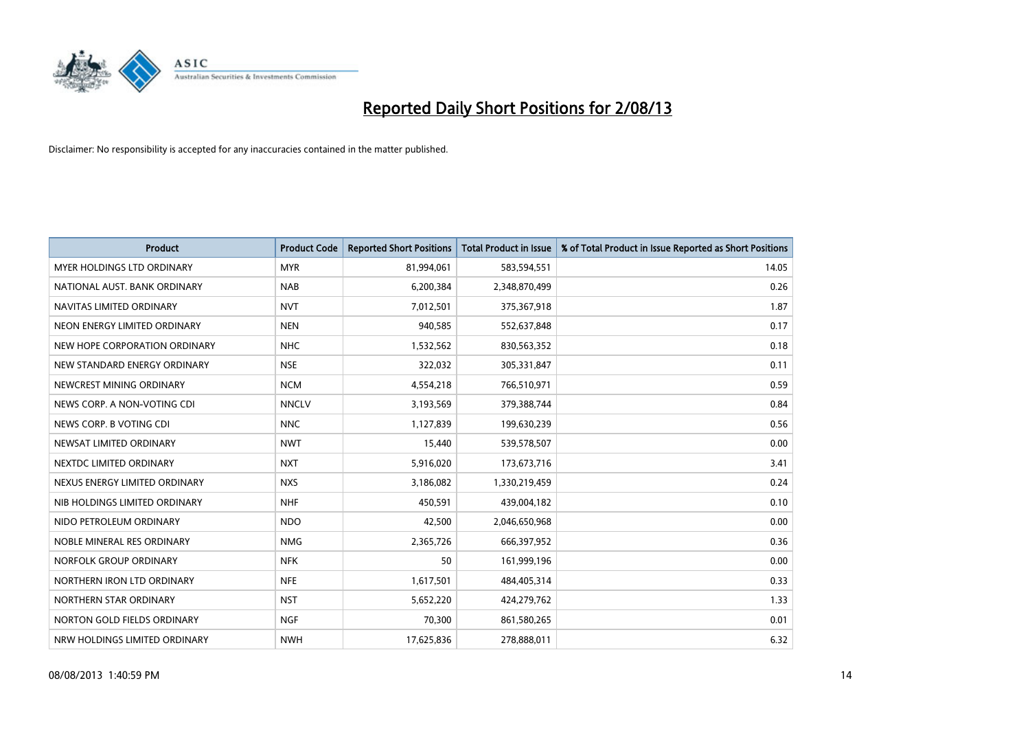# Reported Daily Short Positions for 2/08/13

Disclaimer: No responsibility is accepted for any inaccuracies contained in the matter published.

| Product | Product Code | Reported Short Positions | Total Product in Issue | % of Total Product in Issue Reported as Short Positions |
|---|---|---|---|---|
| MYER HOLDINGS LTD ORDINARY | MYR | 81,994,061 | 583,594,551 | 14.05 |
| NATIONAL AUST. BANK ORDINARY | NAB | 6,200,384 | 2,348,870,499 | 0.26 |
| NAVITAS LIMITED ORDINARY | NVT | 7,012,501 | 375,367,918 | 1.87 |
| NEON ENERGY LIMITED ORDINARY | NEN | 940,585 | 552,637,848 | 0.17 |
| NEW HOPE CORPORATION ORDINARY | NHC | 1,532,562 | 830,563,352 | 0.18 |
| NEW STANDARD ENERGY ORDINARY | NSE | 322,032 | 305,331,847 | 0.11 |
| NEWCREST MINING ORDINARY | NCM | 4,554,218 | 766,510,971 | 0.59 |
| NEWS CORP. A NON-VOTING CDI | NNCLV | 3,193,569 | 379,388,744 | 0.84 |
| NEWS CORP. B VOTING CDI | NNC | 1,127,839 | 199,630,239 | 0.56 |
| NEWSAT LIMITED ORDINARY | NWT | 15,440 | 539,578,507 | 0.00 |
| NEXTDC LIMITED ORDINARY | NXT | 5,916,020 | 173,673,716 | 3.41 |
| NEXUS ENERGY LIMITED ORDINARY | NXS | 3,186,082 | 1,330,219,459 | 0.24 |
| NIB HOLDINGS LIMITED ORDINARY | NHF | 450,591 | 439,004,182 | 0.10 |
| NIDO PETROLEUM ORDINARY | NDO | 42,500 | 2,046,650,968 | 0.00 |
| NOBLE MINERAL RES ORDINARY | NMG | 2,365,726 | 666,397,952 | 0.36 |
| NORFOLK GROUP ORDINARY | NFK | 50 | 161,999,196 | 0.00 |
| NORTHERN IRON LTD ORDINARY | NFE | 1,617,501 | 484,405,314 | 0.33 |
| NORTHERN STAR ORDINARY | NST | 5,652,220 | 424,279,762 | 1.33 |
| NORTON GOLD FIELDS ORDINARY | NGF | 70,300 | 861,580,265 | 0.01 |
| NRW HOLDINGS LIMITED ORDINARY | NWH | 17,625,836 | 278,888,011 | 6.32 |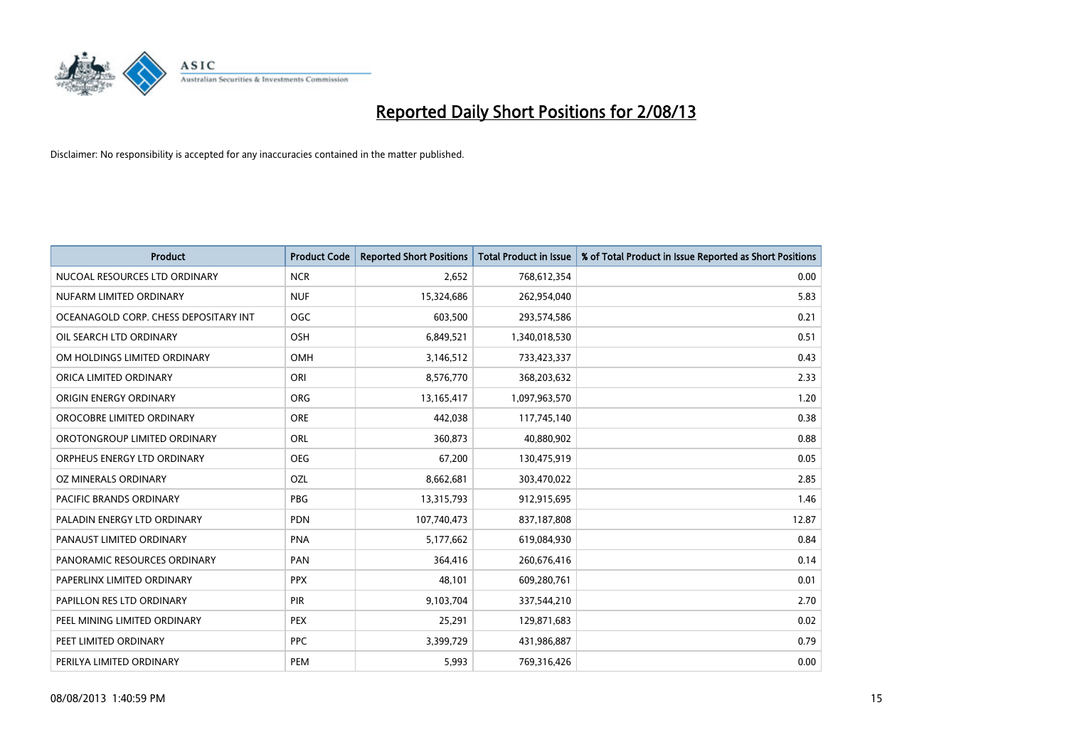# Reported Daily Short Positions for 2/08/13

Disclaimer: No responsibility is accepted for any inaccuracies contained in the matter published.

| Product | Product Code | Reported Short Positions | Total Product in Issue | % of Total Product in Issue Reported as Short Positions |
|---|---|---|---|---|
| NUCOAL RESOURCES LTD ORDINARY | NCR | 2,652 | 768,612,354 | 0.00 |
| NUFARM LIMITED ORDINARY | NUF | 15,324,686 | 262,954,040 | 5.83 |
| OCEANAGOLD CORP. CHESS DEPOSITARY INT | OGC | 603,500 | 293,574,586 | 0.21 |
| OIL SEARCH LTD ORDINARY | OSH | 6,849,521 | 1,340,018,530 | 0.51 |
| OM HOLDINGS LIMITED ORDINARY | OMH | 3,146,512 | 733,423,337 | 0.43 |
| ORICA LIMITED ORDINARY | ORI | 8,576,770 | 368,203,632 | 2.33 |
| ORIGIN ENERGY ORDINARY | ORG | 13,165,417 | 1,097,963,570 | 1.20 |
| OROCOBRE LIMITED ORDINARY | ORE | 442,038 | 117,745,140 | 0.38 |
| OROTONGROUP LIMITED ORDINARY | ORL | 360,873 | 40,880,902 | 0.88 |
| ORPHEUS ENERGY LTD ORDINARY | OEG | 67,200 | 130,475,919 | 0.05 |
| OZ MINERALS ORDINARY | OZL | 8,662,681 | 303,470,022 | 2.85 |
| PACIFIC BRANDS ORDINARY | PBG | 13,315,793 | 912,915,695 | 1.46 |
| PALADIN ENERGY LTD ORDINARY | PDN | 107,740,473 | 837,187,808 | 12.87 |
| PANAUST LIMITED ORDINARY | PNA | 5,177,662 | 619,084,930 | 0.84 |
| PANORAMIC RESOURCES ORDINARY | PAN | 364,416 | 260,676,416 | 0.14 |
| PAPERLINX LIMITED ORDINARY | PPX | 48,101 | 609,280,761 | 0.01 |
| PAPILLON RES LTD ORDINARY | PIR | 9,103,704 | 337,544,210 | 2.70 |
| PEEL MINING LIMITED ORDINARY | PEX | 25,291 | 129,871,683 | 0.02 |
| PEET LIMITED ORDINARY | PPC | 3,399,729 | 431,986,887 | 0.79 |
| PERILYA LIMITED ORDINARY | PEM | 5,993 | 769,316,426 | 0.00 |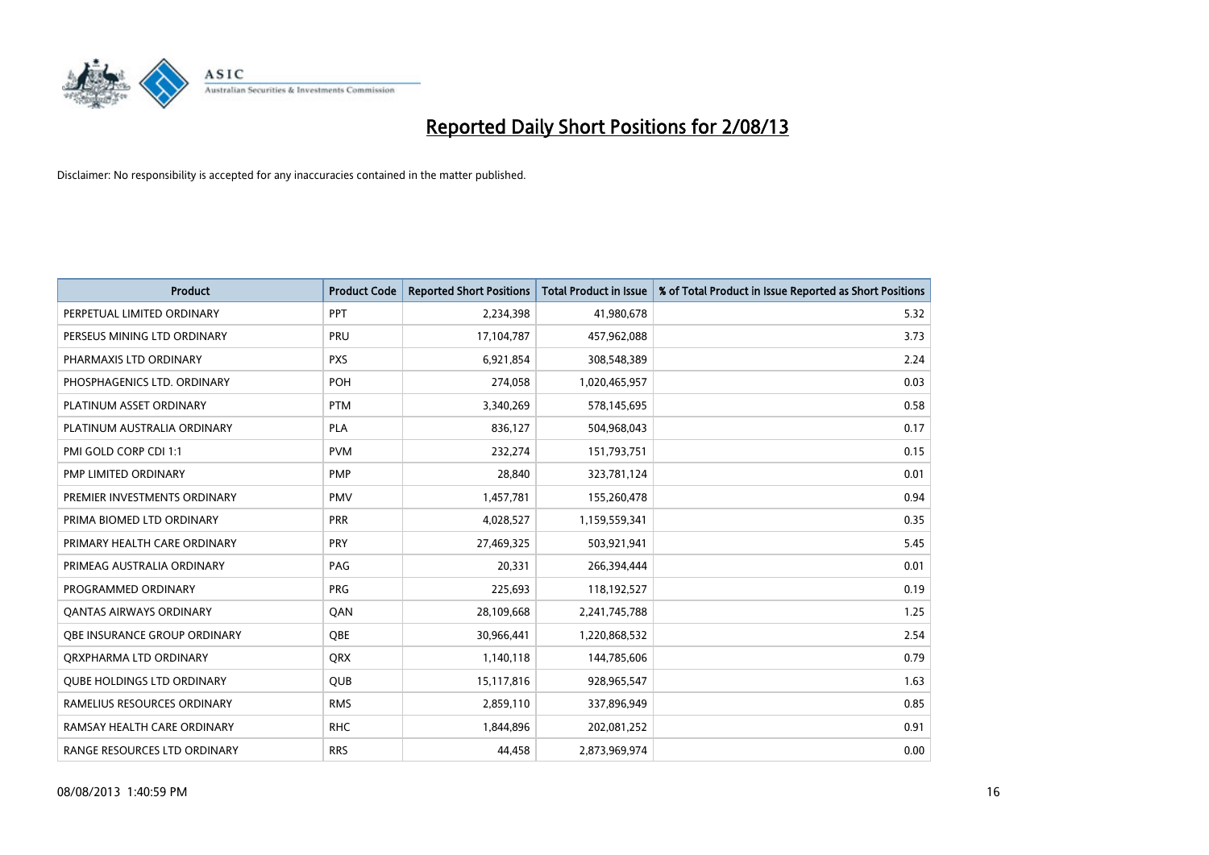# Reported Daily Short Positions for 2/08/13

Disclaimer: No responsibility is accepted for any inaccuracies contained in the matter published.

| Product | Product Code | Reported Short Positions | Total Product in Issue | % of Total Product in Issue Reported as Short Positions |
|---|---|---|---|---|
| PERPETUAL LIMITED ORDINARY | PPT | 2,234,398 | 41,980,678 | 5.32 |
| PERSEUS MINING LTD ORDINARY | PRU | 17,104,787 | 457,962,088 | 3.73 |
| PHARMAXIS LTD ORDINARY | PXS | 6,921,854 | 308,548,389 | 2.24 |
| PHOSPHAGENICS LTD. ORDINARY | POH | 274,058 | 1,020,465,957 | 0.03 |
| PLATINUM ASSET ORDINARY | PTM | 3,340,269 | 578,145,695 | 0.58 |
| PLATINUM AUSTRALIA ORDINARY | PLA | 836,127 | 504,968,043 | 0.17 |
| PMI GOLD CORP CDI 1:1 | PVM | 232,274 | 151,793,751 | 0.15 |
| PMP LIMITED ORDINARY | PMP | 28,840 | 323,781,124 | 0.01 |
| PREMIER INVESTMENTS ORDINARY | PMV | 1,457,781 | 155,260,478 | 0.94 |
| PRIMA BIOMED LTD ORDINARY | PRR | 4,028,527 | 1,159,559,341 | 0.35 |
| PRIMARY HEALTH CARE ORDINARY | PRY | 27,469,325 | 503,921,941 | 5.45 |
| PRIMEAG AUSTRALIA ORDINARY | PAG | 20,331 | 266,394,444 | 0.01 |
| PROGRAMMED ORDINARY | PRG | 225,693 | 118,192,527 | 0.19 |
| QANTAS AIRWAYS ORDINARY | QAN | 28,109,668 | 2,241,745,788 | 1.25 |
| QBE INSURANCE GROUP ORDINARY | QBE | 30,966,441 | 1,220,868,532 | 2.54 |
| QRXPHARMA LTD ORDINARY | QRX | 1,140,118 | 144,785,606 | 0.79 |
| QUBE HOLDINGS LTD ORDINARY | QUB | 15,117,816 | 928,965,547 | 1.63 |
| RAMELIUS RESOURCES ORDINARY | RMS | 2,859,110 | 337,896,949 | 0.85 |
| RAMSAY HEALTH CARE ORDINARY | RHC | 1,844,896 | 202,081,252 | 0.91 |
| RANGE RESOURCES LTD ORDINARY | RRS | 44,458 | 2,873,969,974 | 0.00 |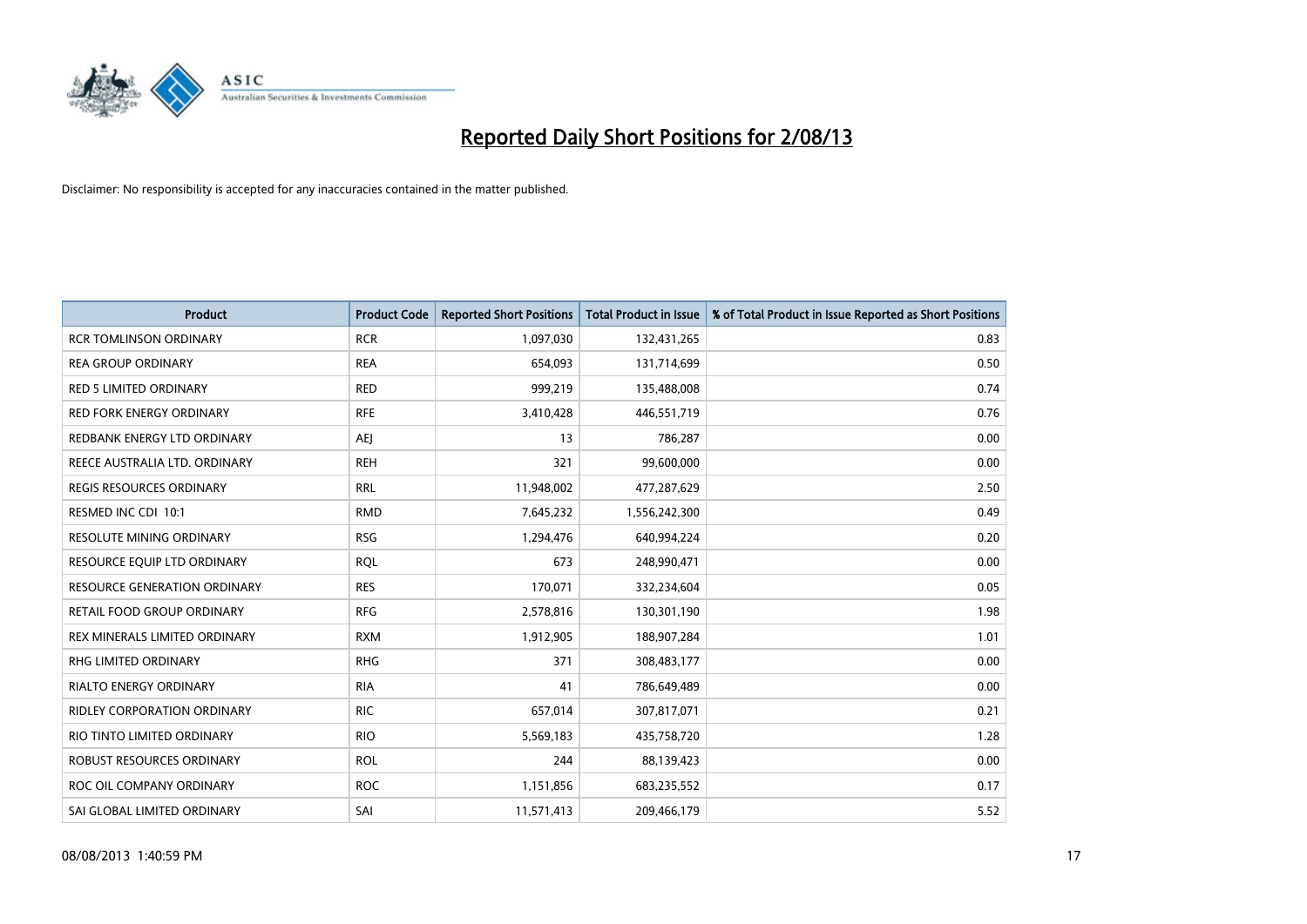# Reported Daily Short Positions for 2/08/13

Disclaimer: No responsibility is accepted for any inaccuracies contained in the matter published.

| Product | Product Code | Reported Short Positions | Total Product in Issue | % of Total Product in Issue Reported as Short Positions |
|---|---|---|---|---|
| RCR TOMLINSON ORDINARY | RCR | 1,097,030 | 132,431,265 | 0.83 |
| REA GROUP ORDINARY | REA | 654,093 | 131,714,699 | 0.50 |
| RED 5 LIMITED ORDINARY | RED | 999,219 | 135,488,008 | 0.74 |
| RED FORK ENERGY ORDINARY | RFE | 3,410,428 | 446,551,719 | 0.76 |
| REDBANK ENERGY LTD ORDINARY | AEJ | 13 | 786,287 | 0.00 |
| REECE AUSTRALIA LTD. ORDINARY | REH | 321 | 99,600,000 | 0.00 |
| REGIS RESOURCES ORDINARY | RRL | 11,948,002 | 477,287,629 | 2.50 |
| RESMED INC CDI 10:1 | RMD | 7,645,232 | 1,556,242,300 | 0.49 |
| RESOLUTE MINING ORDINARY | RSG | 1,294,476 | 640,994,224 | 0.20 |
| RESOURCE EQUIP LTD ORDINARY | RQL | 673 | 248,990,471 | 0.00 |
| RESOURCE GENERATION ORDINARY | RES | 170,071 | 332,234,604 | 0.05 |
| RETAIL FOOD GROUP ORDINARY | RFG | 2,578,816 | 130,301,190 | 1.98 |
| REX MINERALS LIMITED ORDINARY | RXM | 1,912,905 | 188,907,284 | 1.01 |
| RHG LIMITED ORDINARY | RHG | 371 | 308,483,177 | 0.00 |
| RIALTO ENERGY ORDINARY | RIA | 41 | 786,649,489 | 0.00 |
| RIDLEY CORPORATION ORDINARY | RIC | 657,014 | 307,817,071 | 0.21 |
| RIO TINTO LIMITED ORDINARY | RIO | 5,569,183 | 435,758,720 | 1.28 |
| ROBUST RESOURCES ORDINARY | ROL | 244 | 88,139,423 | 0.00 |
| ROC OIL COMPANY ORDINARY | ROC | 1,151,856 | 683,235,552 | 0.17 |
| SAI GLOBAL LIMITED ORDINARY | SAI | 11,571,413 | 209,466,179 | 5.52 |

08/08/2013 1:40:59 PM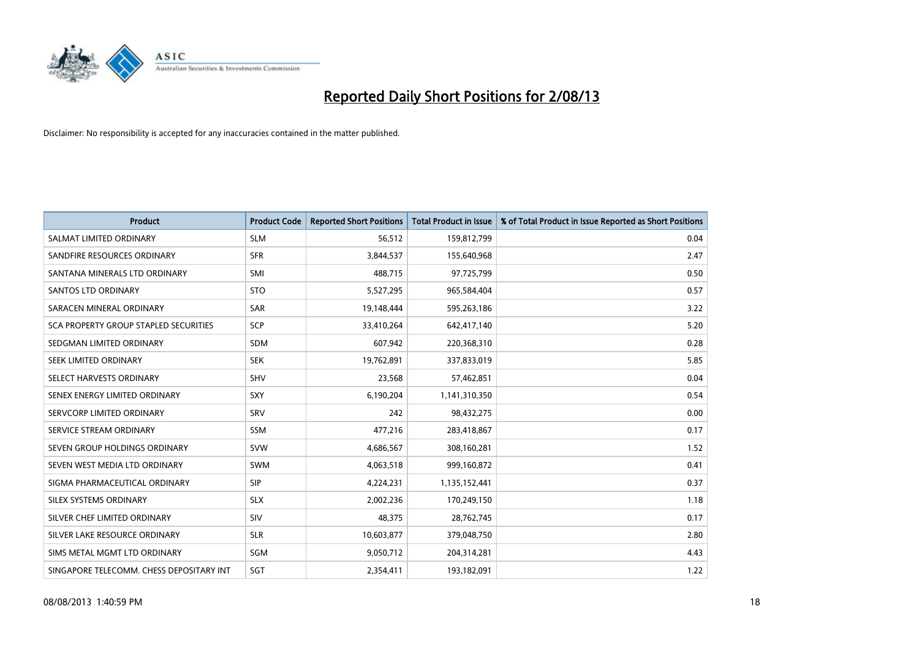# Reported Daily Short Positions for 2/08/13

Disclaimer: No responsibility is accepted for any inaccuracies contained in the matter published.

| Product | Product Code | Reported Short Positions | Total Product in Issue | % of Total Product in Issue Reported as Short Positions |
|---|---|---|---|---|
| SALMAT LIMITED ORDINARY | SLM | 56,512 | 159,812,799 | 0.04 |
| SANDFIRE RESOURCES ORDINARY | SFR | 3,844,537 | 155,640,968 | 2.47 |
| SANTANA MINERALS LTD ORDINARY | SMI | 488,715 | 97,725,799 | 0.50 |
| SANTOS LTD ORDINARY | STO | 5,527,295 | 965,584,404 | 0.57 |
| SARACEN MINERAL ORDINARY | SAR | 19,148,444 | 595,263,186 | 3.22 |
| SCA PROPERTY GROUP STAPLED SECURITIES | SCP | 33,410,264 | 642,417,140 | 5.20 |
| SEDGMAN LIMITED ORDINARY | SDM | 607,942 | 220,368,310 | 0.28 |
| SEEK LIMITED ORDINARY | SEK | 19,762,891 | 337,833,019 | 5.85 |
| SELECT HARVESTS ORDINARY | SHV | 23,568 | 57,462,851 | 0.04 |
| SENEX ENERGY LIMITED ORDINARY | SXY | 6,190,204 | 1,141,310,350 | 0.54 |
| SERVCORP LIMITED ORDINARY | SRV | 242 | 98,432,275 | 0.00 |
| SERVICE STREAM ORDINARY | SSM | 477,216 | 283,418,867 | 0.17 |
| SEVEN GROUP HOLDINGS ORDINARY | SVW | 4,686,567 | 308,160,281 | 1.52 |
| SEVEN WEST MEDIA LTD ORDINARY | SWM | 4,063,518 | 999,160,872 | 0.41 |
| SIGMA PHARMACEUTICAL ORDINARY | SIP | 4,224,231 | 1,135,152,441 | 0.37 |
| SILEX SYSTEMS ORDINARY | SLX | 2,002,236 | 170,249,150 | 1.18 |
| SILVER CHEF LIMITED ORDINARY | SIV | 48,375 | 28,762,745 | 0.17 |
| SILVER LAKE RESOURCE ORDINARY | SLR | 10,603,877 | 379,048,750 | 2.80 |
| SIMS METAL MGMT LTD ORDINARY | SGM | 9,050,712 | 204,314,281 | 4.43 |
| SINGAPORE TELECOMM. CHESS DEPOSITARY INT | SGT | 2,354,411 | 193,182,091 | 1.22 |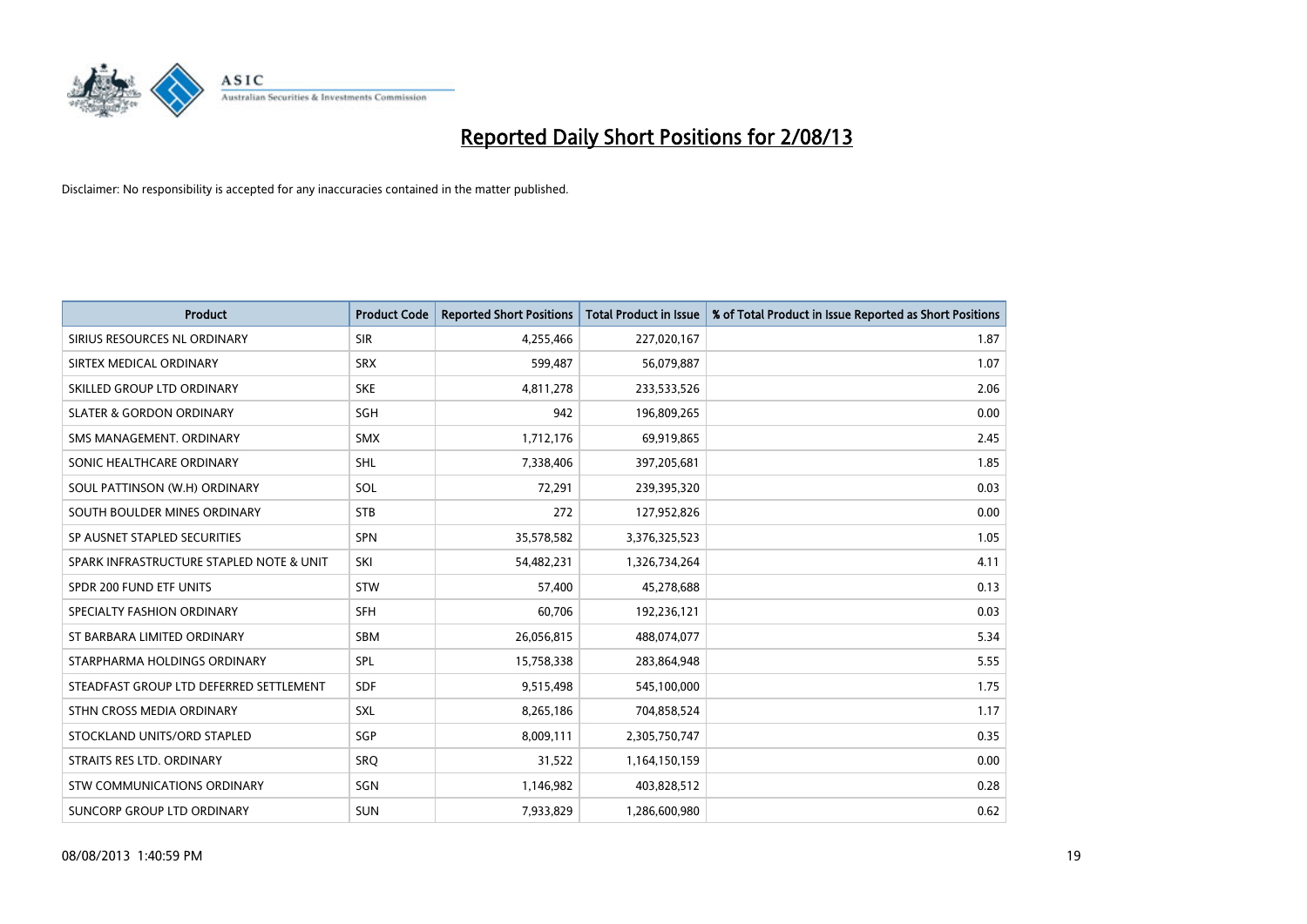# Reported Daily Short Positions for 2/08/13

Disclaimer: No responsibility is accepted for any inaccuracies contained in the matter published.

| Product | Product Code | Reported Short Positions | Total Product in Issue | % of Total Product in Issue Reported as Short Positions |
|---|---|---|---|---|
| SIRIUS RESOURCES NL ORDINARY | SIR | 4,255,466 | 227,020,167 | 1.87 |
| SIRTEX MEDICAL ORDINARY | SRX | 599,487 | 56,079,887 | 1.07 |
| SKILLED GROUP LTD ORDINARY | SKE | 4,811,278 | 233,533,526 | 2.06 |
| SLATER & GORDON ORDINARY | SGH | 942 | 196,809,265 | 0.00 |
| SMS MANAGEMENT. ORDINARY | SMX | 1,712,176 | 69,919,865 | 2.45 |
| SONIC HEALTHCARE ORDINARY | SHL | 7,338,406 | 397,205,681 | 1.85 |
| SOUL PATTINSON (W.H) ORDINARY | SOL | 72,291 | 239,395,320 | 0.03 |
| SOUTH BOULDER MINES ORDINARY | STB | 272 | 127,952,826 | 0.00 |
| SP AUSNET STAPLED SECURITIES | SPN | 35,578,582 | 3,376,325,523 | 1.05 |
| SPARK INFRASTRUCTURE STAPLED NOTE & UNIT | SKI | 54,482,231 | 1,326,734,264 | 4.11 |
| SPDR 200 FUND ETF UNITS | STW | 57,400 | 45,278,688 | 0.13 |
| SPECIALTY FASHION ORDINARY | SFH | 60,706 | 192,236,121 | 0.03 |
| ST BARBARA LIMITED ORDINARY | SBM | 26,056,815 | 488,074,077 | 5.34 |
| STARPHARMA HOLDINGS ORDINARY | SPL | 15,758,338 | 283,864,948 | 5.55 |
| STEADFAST GROUP LTD DEFERRED SETTLEMENT | SDF | 9,515,498 | 545,100,000 | 1.75 |
| STHN CROSS MEDIA ORDINARY | SXL | 8,265,186 | 704,858,524 | 1.17 |
| STOCKLAND UNITS/ORD STAPLED | SGP | 8,009,111 | 2,305,750,747 | 0.35 |
| STRAITS RES LTD. ORDINARY | SRQ | 31,522 | 1,164,150,159 | 0.00 |
| STW COMMUNICATIONS ORDINARY | SGN | 1,146,982 | 403,828,512 | 0.28 |
| SUNCORP GROUP LTD ORDINARY | SUN | 7,933,829 | 1,286,600,980 | 0.62 |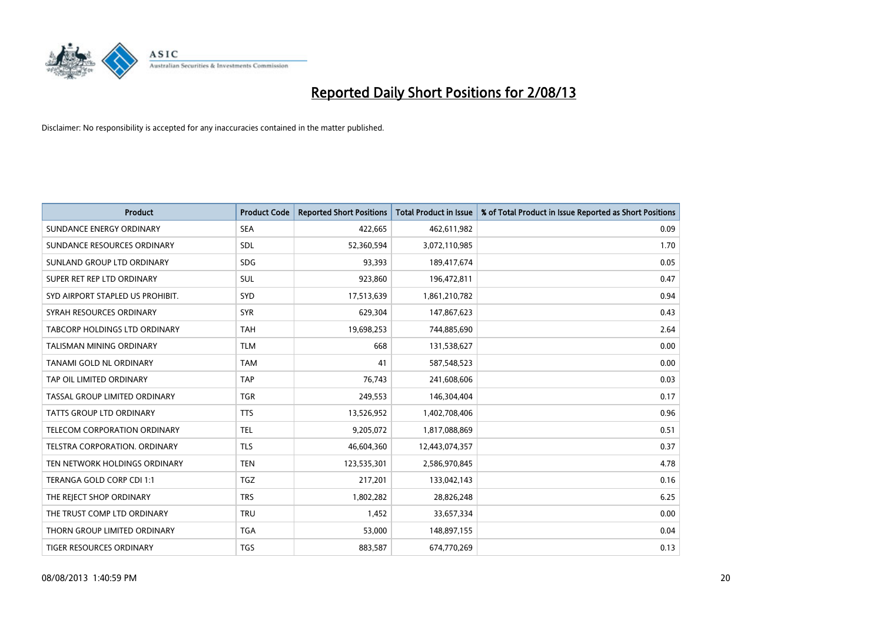# Reported Daily Short Positions for 2/08/13

Disclaimer: No responsibility is accepted for any inaccuracies contained in the matter published.

| Product | Product Code | Reported Short Positions | Total Product in Issue | % of Total Product in Issue Reported as Short Positions |
|---|---|---|---|---|
| SUNDANCE ENERGY ORDINARY | SEA | 422,665 | 462,611,982 | 0.09 |
| SUNDANCE RESOURCES ORDINARY | SDL | 52,360,594 | 3,072,110,985 | 1.70 |
| SUNLAND GROUP LTD ORDINARY | SDG | 93,393 | 189,417,674 | 0.05 |
| SUPER RET REP LTD ORDINARY | SUL | 923,860 | 196,472,811 | 0.47 |
| SYD AIRPORT STAPLED US PROHIBIT. | SYD | 17,513,639 | 1,861,210,782 | 0.94 |
| SYRAH RESOURCES ORDINARY | SYR | 629,304 | 147,867,623 | 0.43 |
| TABCORP HOLDINGS LTD ORDINARY | TAH | 19,698,253 | 744,885,690 | 2.64 |
| TALISMAN MINING ORDINARY | TLM | 668 | 131,538,627 | 0.00 |
| TANAMI GOLD NL ORDINARY | TAM | 41 | 587,548,523 | 0.00 |
| TAP OIL LIMITED ORDINARY | TAP | 76,743 | 241,608,606 | 0.03 |
| TASSAL GROUP LIMITED ORDINARY | TGR | 249,553 | 146,304,404 | 0.17 |
| TATTS GROUP LTD ORDINARY | TTS | 13,526,952 | 1,402,708,406 | 0.96 |
| TELECOM CORPORATION ORDINARY | TEL | 9,205,072 | 1,817,088,869 | 0.51 |
| TELSTRA CORPORATION. ORDINARY | TLS | 46,604,360 | 12,443,074,357 | 0.37 |
| TEN NETWORK HOLDINGS ORDINARY | TEN | 123,535,301 | 2,586,970,845 | 4.78 |
| TERANGA GOLD CORP CDI 1:1 | TGZ | 217,201 | 133,042,143 | 0.16 |
| THE REJECT SHOP ORDINARY | TRS | 1,802,282 | 28,826,248 | 6.25 |
| THE TRUST COMP LTD ORDINARY | TRU | 1,452 | 33,657,334 | 0.00 |
| THORN GROUP LIMITED ORDINARY | TGA | 53,000 | 148,897,155 | 0.04 |
| TIGER RESOURCES ORDINARY | TGS | 883,587 | 674,770,269 | 0.13 |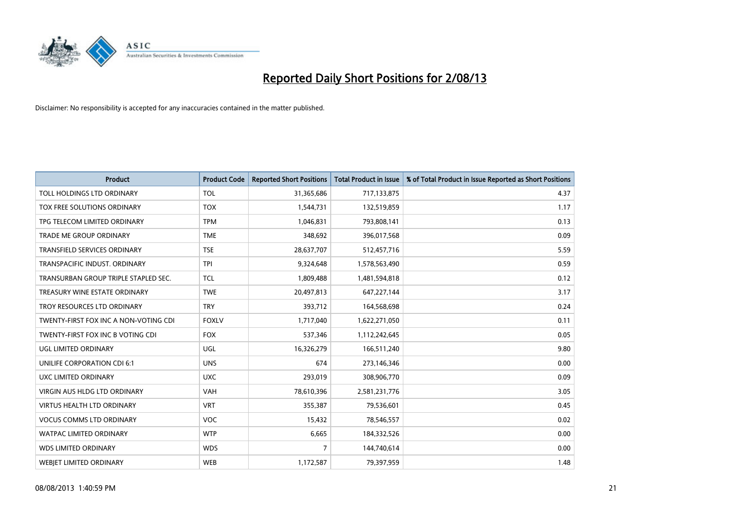# Reported Daily Short Positions for 2/08/13

Disclaimer: No responsibility is accepted for any inaccuracies contained in the matter published.

| Product | Product Code | Reported Short Positions | Total Product in Issue | % of Total Product in Issue Reported as Short Positions |
|---|---|---|---|---|
| TOLL HOLDINGS LTD ORDINARY | TOL | 31,365,686 | 717,133,875 | 4.37 |
| TOX FREE SOLUTIONS ORDINARY | TOX | 1,544,731 | 132,519,859 | 1.17 |
| TPG TELECOM LIMITED ORDINARY | TPM | 1,046,831 | 793,808,141 | 0.13 |
| TRADE ME GROUP ORDINARY | TME | 348,692 | 396,017,568 | 0.09 |
| TRANSFIELD SERVICES ORDINARY | TSE | 28,637,707 | 512,457,716 | 5.59 |
| TRANSPACIFIC INDUST. ORDINARY | TPI | 9,324,648 | 1,578,563,490 | 0.59 |
| TRANSURBAN GROUP TRIPLE STAPLED SEC. | TCL | 1,809,488 | 1,481,594,818 | 0.12 |
| TREASURY WINE ESTATE ORDINARY | TWE | 20,497,813 | 647,227,144 | 3.17 |
| TROY RESOURCES LTD ORDINARY | TRY | 393,712 | 164,568,698 | 0.24 |
| TWENTY-FIRST FOX INC A NON-VOTING CDI | FOXLV | 1,717,040 | 1,622,271,050 | 0.11 |
| TWENTY-FIRST FOX INC B VOTING CDI | FOX | 537,346 | 1,112,242,645 | 0.05 |
| UGL LIMITED ORDINARY | UGL | 16,326,279 | 166,511,240 | 9.80 |
| UNILIFE CORPORATION CDI 6:1 | UNS | 674 | 273,146,346 | 0.00 |
| UXC LIMITED ORDINARY | UXC | 293,019 | 308,906,770 | 0.09 |
| VIRGIN AUS HLDG LTD ORDINARY | VAH | 78,610,396 | 2,581,231,776 | 3.05 |
| VIRTUS HEALTH LTD ORDINARY | VRT | 355,387 | 79,536,601 | 0.45 |
| VOCUS COMMS LTD ORDINARY | VOC | 15,432 | 78,546,557 | 0.02 |
| WATPAC LIMITED ORDINARY | WTP | 6,665 | 184,332,526 | 0.00 |
| WDS LIMITED ORDINARY | WDS | 7 | 144,740,614 | 0.00 |
| WEBJET LIMITED ORDINARY | WEB | 1,172,587 | 79,397,959 | 1.48 |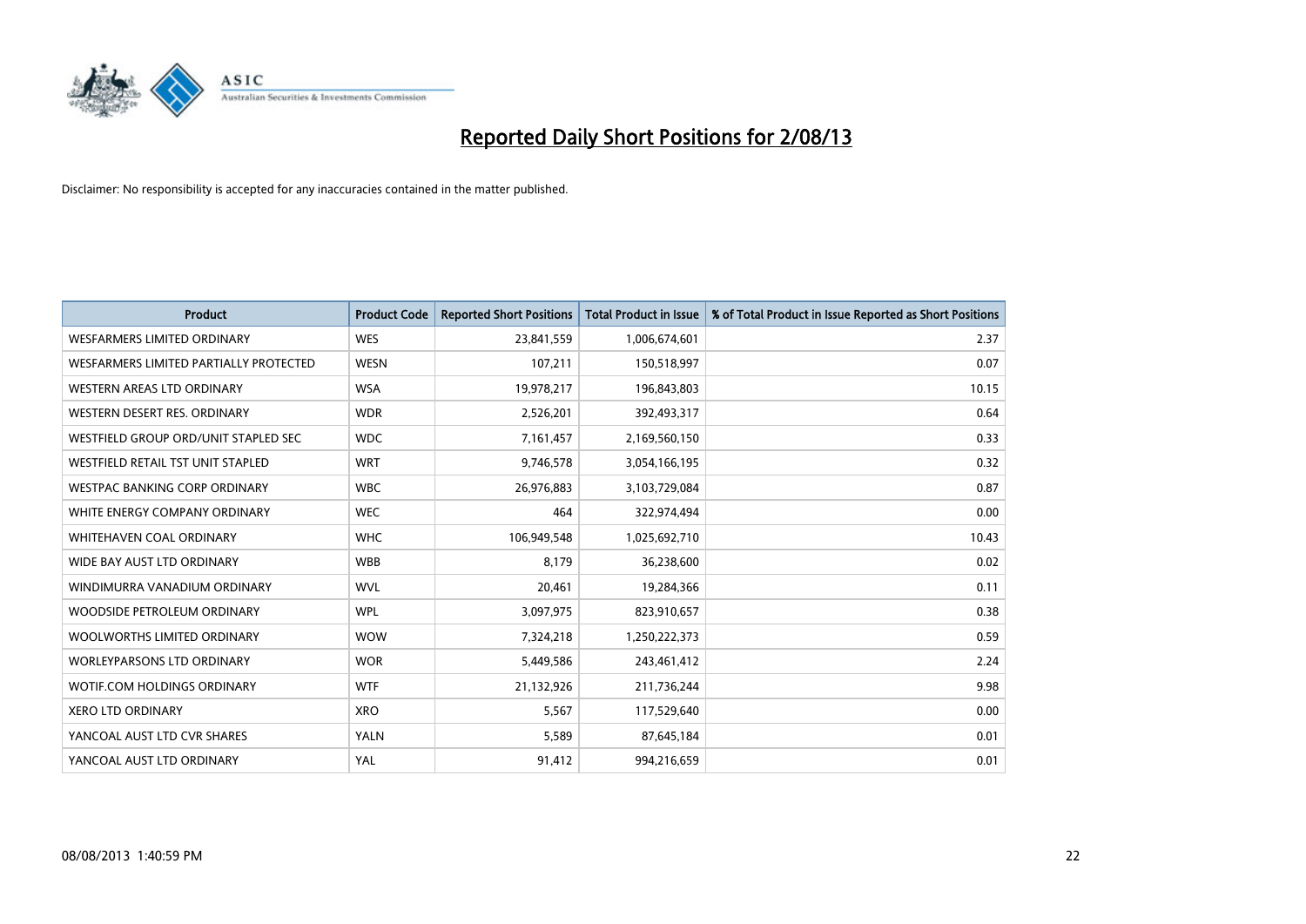# Reported Daily Short Positions for 2/08/13

Disclaimer: No responsibility is accepted for any inaccuracies contained in the matter published.

| Product | Product Code | Reported Short Positions | Total Product in Issue | % of Total Product in Issue Reported as Short Positions |
|---|---|---|---|---|
| WESFARMERS LIMITED ORDINARY | WES | 23,841,559 | 1,006,674,601 | 2.37 |
| WESFARMERS LIMITED PARTIALLY PROTECTED | WESN | 107,211 | 150,518,997 | 0.07 |
| WESTERN AREAS LTD ORDINARY | WSA | 19,978,217 | 196,843,803 | 10.15 |
| WESTERN DESERT RES. ORDINARY | WDR | 2,526,201 | 392,493,317 | 0.64 |
| WESTFIELD GROUP ORD/UNIT STAPLED SEC | WDC | 7,161,457 | 2,169,560,150 | 0.33 |
| WESTFIELD RETAIL TST UNIT STAPLED | WRT | 9,746,578 | 3,054,166,195 | 0.32 |
| WESTPAC BANKING CORP ORDINARY | WBC | 26,976,883 | 3,103,729,084 | 0.87 |
| WHITE ENERGY COMPANY ORDINARY | WEC | 464 | 322,974,494 | 0.00 |
| WHITEHAVEN COAL ORDINARY | WHC | 106,949,548 | 1,025,692,710 | 10.43 |
| WIDE BAY AUST LTD ORDINARY | WBB | 8,179 | 36,238,600 | 0.02 |
| WINDIMURRA VANADIUM ORDINARY | WVL | 20,461 | 19,284,366 | 0.11 |
| WOODSIDE PETROLEUM ORDINARY | WPL | 3,097,975 | 823,910,657 | 0.38 |
| WOOLWORTHS LIMITED ORDINARY | WOW | 7,324,218 | 1,250,222,373 | 0.59 |
| WORLEYPARSONS LTD ORDINARY | WOR | 5,449,586 | 243,461,412 | 2.24 |
| WOTIF.COM HOLDINGS ORDINARY | WTF | 21,132,926 | 211,736,244 | 9.98 |
| XERO LTD ORDINARY | XRO | 5,567 | 117,529,640 | 0.00 |
| YANCOAL AUST LTD CVR SHARES | YALN | 5,589 | 87,645,184 | 0.01 |
| YANCOAL AUST LTD ORDINARY | YAL | 91,412 | 994,216,659 | 0.01 |